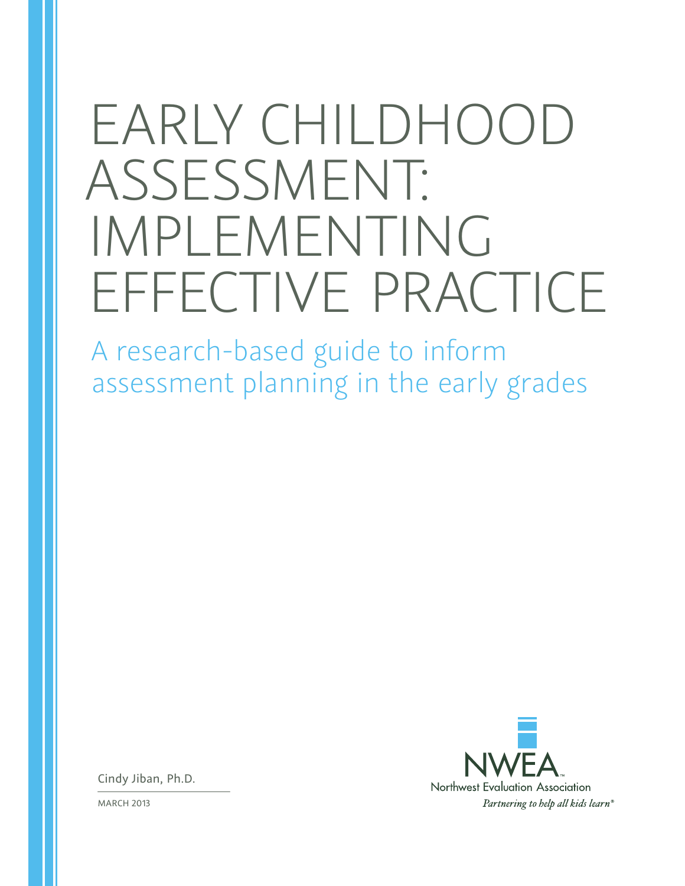# EARLY CHILDHOOD ASSESSMENT: IMPLEMENTING EFFECTIVE PRACTICE

## A research-based guide to inform assessment planning in the early grades

Cindy Jiban, Ph.D.

MARCH 2013

NWEA™
Northwest Evaluation Association
*Partnering to help all kids learn®*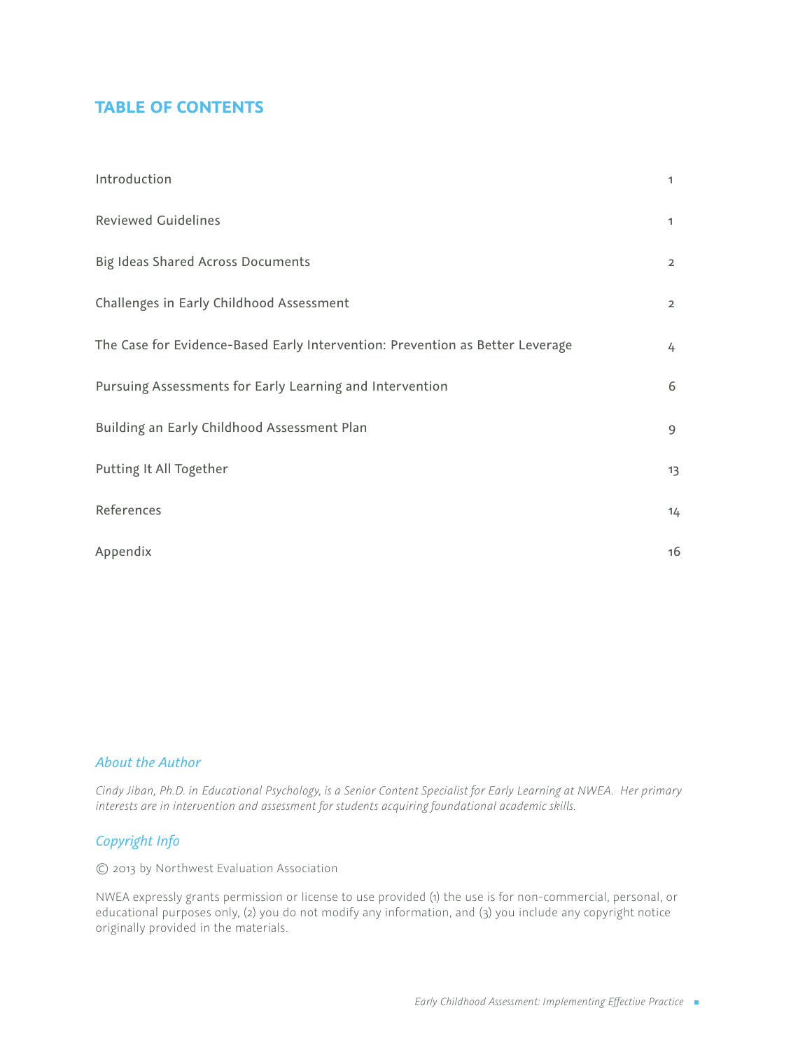# TABLE OF CONTENTS

| | |
|---|---|
| Introduction | 1 |
| Reviewed Guidelines | 1 |
| Big Ideas Shared Across Documents | 2 |
| Challenges in Early Childhood Assessment | 2 |
| The Case for Evidence-Based Early Intervention: Prevention as Better Leverage | 4 |
| Pursuing Assessments for Early Learning and Intervention | 6 |
| Building an Early Childhood Assessment Plan | 9 |
| Putting It All Together | 13 |
| References | 14 |
| Appendix | 16 |

### *About the Author*

*Cindy Jiban, Ph.D. in Educational Psychology, is a Senior Content Specialist for Early Learning at NWEA. Her primary interests are in intervention and assessment for students acquiring foundational academic skills.*

### *Copyright Info*

© 2013 by Northwest Evaluation Association

NWEA expressly grants permission or license to use provided (1) the use is for non-commercial, personal, or educational purposes only, (2) you do not modify any information, and (3) you include any copyright notice originally provided in the materials.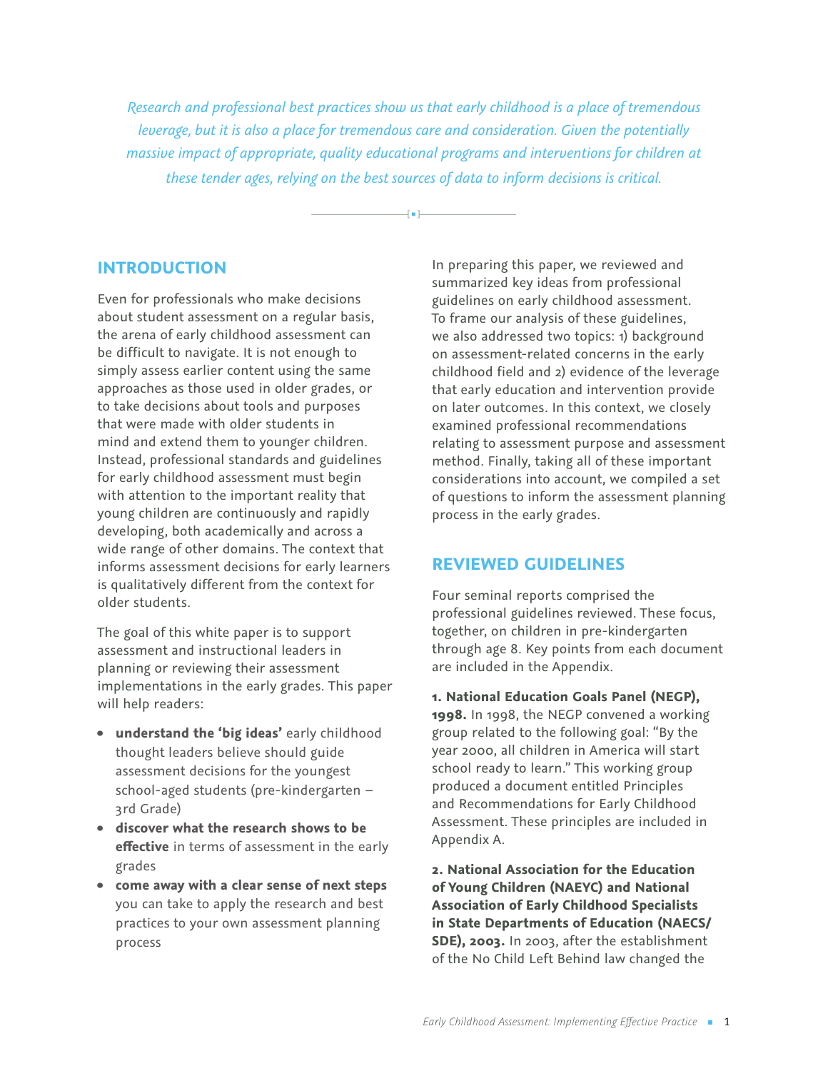*Research and professional best practices show us that early childhood is a place of tremendous leverage, but it is also a place for tremendous care and consideration. Given the potentially massive impact of appropriate, quality educational programs and interventions for children at these tender ages, relying on the best sources of data to inform decisions is critical.*

## INTRODUCTION

Even for professionals who make decisions about student assessment on a regular basis, the arena of early childhood assessment can be difficult to navigate. It is not enough to simply assess earlier content using the same approaches as those used in older grades, or to take decisions about tools and purposes that were made with older students in mind and extend them to younger children. Instead, professional standards and guidelines for early childhood assessment must begin with attention to the important reality that young children are continuously and rapidly developing, both academically and across a wide range of other domains. The context that informs assessment decisions for early learners is qualitatively different from the context for older students.

The goal of this white paper is to support assessment and instructional leaders in planning or reviewing their assessment implementations in the early grades. This paper will help readers:

- **understand the 'big ideas'** early childhood thought leaders believe should guide assessment decisions for the youngest school-aged students (pre-kindergarten – 3rd Grade)
- **discover what the research shows to be effective** in terms of assessment in the early grades
- **come away with a clear sense of next steps** you can take to apply the research and best practices to your own assessment planning process

In preparing this paper, we reviewed and summarized key ideas from professional guidelines on early childhood assessment. To frame our analysis of these guidelines, we also addressed two topics: 1) background on assessment-related concerns in the early childhood field and 2) evidence of the leverage that early education and intervention provide on later outcomes. In this context, we closely examined professional recommendations relating to assessment purpose and assessment method. Finally, taking all of these important considerations into account, we compiled a set of questions to inform the assessment planning process in the early grades.

## REVIEWED GUIDELINES

Four seminal reports comprised the professional guidelines reviewed. These focus, together, on children in pre-kindergarten through age 8. Key points from each document are included in the Appendix.

**1. National Education Goals Panel (NEGP), 1998.** In 1998, the NEGP convened a working group related to the following goal: "By the year 2000, all children in America will start school ready to learn." This working group produced a document entitled Principles and Recommendations for Early Childhood Assessment. These principles are included in Appendix A.

**2. National Association for the Education of Young Children (NAEYC) and National Association of Early Childhood Specialists in State Departments of Education (NAECS/SDE), 2003.** In 2003, after the establishment of the No Child Left Behind law changed the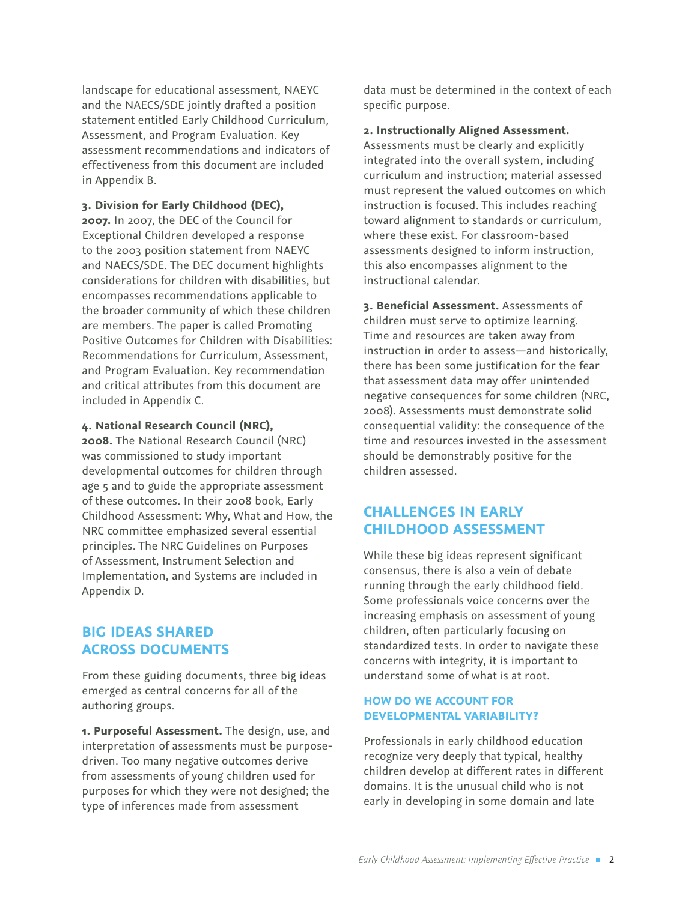landscape for educational assessment, NAEYC and the NAECS/SDE jointly drafted a position statement entitled Early Childhood Curriculum, Assessment, and Program Evaluation. Key assessment recommendations and indicators of effectiveness from this document are included in Appendix B.

**3. Division for Early Childhood (DEC), 2007.** In 2007, the DEC of the Council for Exceptional Children developed a response to the 2003 position statement from NAEYC and NAECS/SDE. The DEC document highlights considerations for children with disabilities, but encompasses recommendations applicable to the broader community of which these children are members. The paper is called Promoting Positive Outcomes for Children with Disabilities: Recommendations for Curriculum, Assessment, and Program Evaluation. Key recommendation and critical attributes from this document are included in Appendix C.

**4. National Research Council (NRC), 2008.** The National Research Council (NRC) was commissioned to study important developmental outcomes for children through age 5 and to guide the appropriate assessment of these outcomes. In their 2008 book, Early Childhood Assessment: Why, What and How, the NRC committee emphasized several essential principles. The NRC Guidelines on Purposes of Assessment, Instrument Selection and Implementation, and Systems are included in Appendix D.

## BIG IDEAS SHARED ACROSS DOCUMENTS

From these guiding documents, three big ideas emerged as central concerns for all of the authoring groups.

**1. Purposeful Assessment.** The design, use, and interpretation of assessments must be purpose-driven. Too many negative outcomes derive from assessments of young children used for purposes for which they were not designed; the type of inferences made from assessment data must be determined in the context of each specific purpose.

**2. Instructionally Aligned Assessment.** Assessments must be clearly and explicitly integrated into the overall system, including curriculum and instruction; material assessed must represent the valued outcomes on which instruction is focused. This includes reaching toward alignment to standards or curriculum, where these exist. For classroom-based assessments designed to inform instruction, this also encompasses alignment to the instructional calendar.

**3. Beneficial Assessment.** Assessments of children must serve to optimize learning. Time and resources are taken away from instruction in order to assess—and historically, there has been some justification for the fear that assessment data may offer unintended negative consequences for some children (NRC, 2008). Assessments must demonstrate solid consequential validity: the consequence of the time and resources invested in the assessment should be demonstrably positive for the children assessed.

## CHALLENGES IN EARLY CHILDHOOD ASSESSMENT

While these big ideas represent significant consensus, there is also a vein of debate running through the early childhood field. Some professionals voice concerns over the increasing emphasis on assessment of young children, often particularly focusing on standardized tests. In order to navigate these concerns with integrity, it is important to understand some of what is at root.

### HOW DO WE ACCOUNT FOR DEVELOPMENTAL VARIABILITY?

Professionals in early childhood education recognize very deeply that typical, healthy children develop at different rates in different domains. It is the unusual child who is not early in developing in some domain and late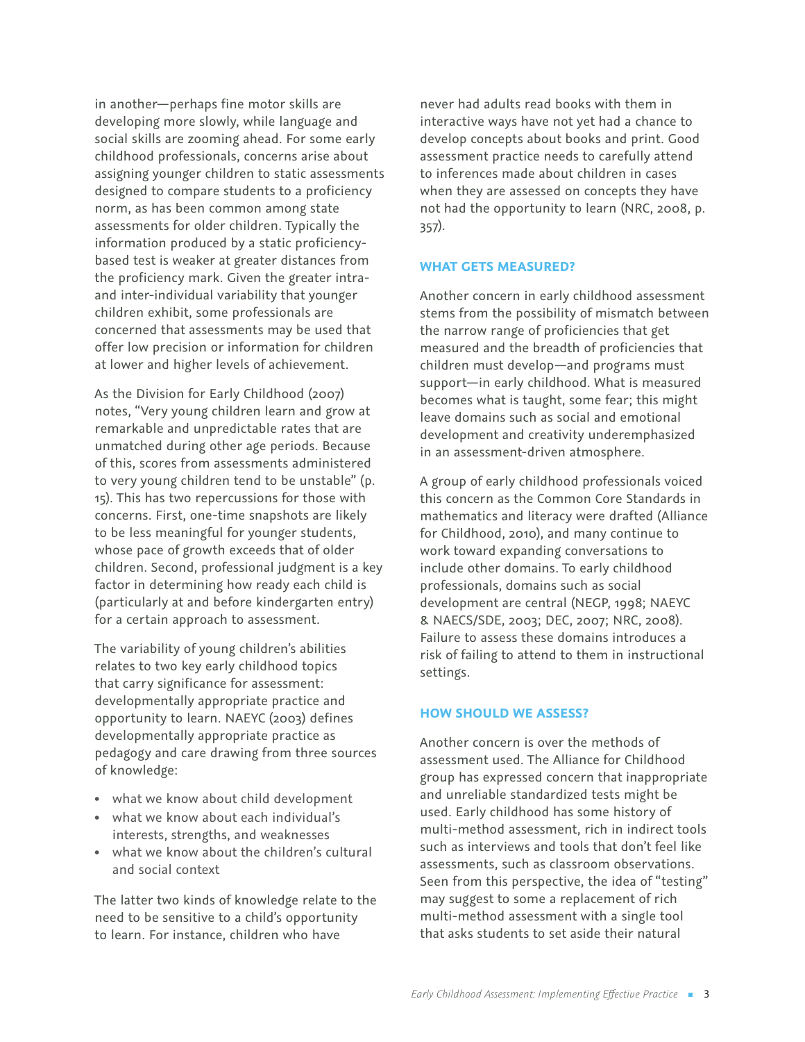in another—perhaps fine motor skills are developing more slowly, while language and social skills are zooming ahead. For some early childhood professionals, concerns arise about assigning younger children to static assessments designed to compare students to a proficiency norm, as has been common among state assessments for older children. Typically the information produced by a static proficiency-based test is weaker at greater distances from the proficiency mark. Given the greater intra- and inter-individual variability that younger children exhibit, some professionals are concerned that assessments may be used that offer low precision or information for children at lower and higher levels of achievement.

As the Division for Early Childhood (2007) notes, "Very young children learn and grow at remarkable and unpredictable rates that are unmatched during other age periods. Because of this, scores from assessments administered to very young children tend to be unstable" (p. 15). This has two repercussions for those with concerns. First, one-time snapshots are likely to be less meaningful for younger students, whose pace of growth exceeds that of older children. Second, professional judgment is a key factor in determining how ready each child is (particularly at and before kindergarten entry) for a certain approach to assessment.

The variability of young children's abilities relates to two key early childhood topics that carry significance for assessment: developmentally appropriate practice and opportunity to learn. NAEYC (2003) defines developmentally appropriate practice as pedagogy and care drawing from three sources of knowledge:

- what we know about child development
- what we know about each individual's interests, strengths, and weaknesses
- what we know about the children's cultural and social context

The latter two kinds of knowledge relate to the need to be sensitive to a child's opportunity to learn. For instance, children who have never had adults read books with them in interactive ways have not yet had a chance to develop concepts about books and print. Good assessment practice needs to carefully attend to inferences made about children in cases when they are assessed on concepts they have not had the opportunity to learn (NRC, 2008, p. 357).

### WHAT GETS MEASURED?

Another concern in early childhood assessment stems from the possibility of mismatch between the narrow range of proficiencies that get measured and the breadth of proficiencies that children must develop—and programs must support—in early childhood. What is measured becomes what is taught, some fear; this might leave domains such as social and emotional development and creativity underemphasized in an assessment-driven atmosphere.

A group of early childhood professionals voiced this concern as the Common Core Standards in mathematics and literacy were drafted (Alliance for Childhood, 2010), and many continue to work toward expanding conversations to include other domains. To early childhood professionals, domains such as social development are central (NEGP, 1998; NAEYC & NAECS/SDE, 2003; DEC, 2007; NRC, 2008). Failure to assess these domains introduces a risk of failing to attend to them in instructional settings.

### HOW SHOULD WE ASSESS?

Another concern is over the methods of assessment used. The Alliance for Childhood group has expressed concern that inappropriate and unreliable standardized tests might be used. Early childhood has some history of multi-method assessment, rich in indirect tools such as interviews and tools that don't feel like assessments, such as classroom observations. Seen from this perspective, the idea of "testing" may suggest to some a replacement of rich multi-method assessment with a single tool that asks students to set aside their natural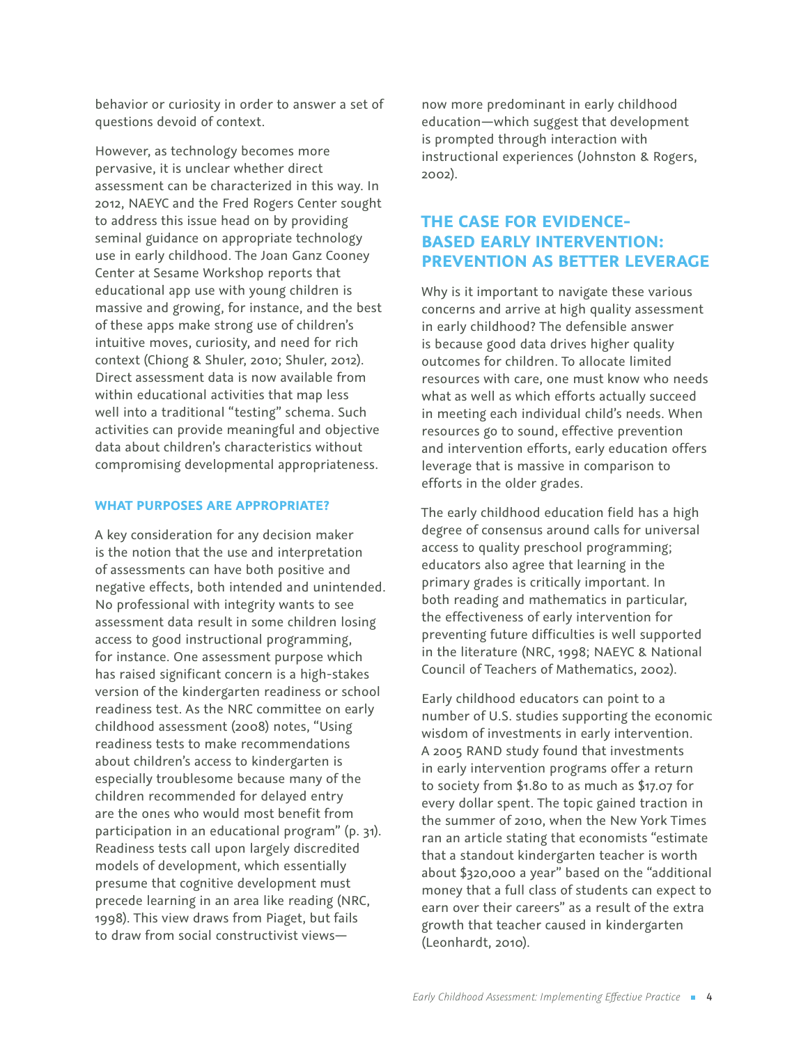behavior or curiosity in order to answer a set of questions devoid of context.

However, as technology becomes more pervasive, it is unclear whether direct assessment can be characterized in this way. In 2012, NAEYC and the Fred Rogers Center sought to address this issue head on by providing seminal guidance on appropriate technology use in early childhood. The Joan Ganz Cooney Center at Sesame Workshop reports that educational app use with young children is massive and growing, for instance, and the best of these apps make strong use of children's intuitive moves, curiosity, and need for rich context (Chiong & Shuler, 2010; Shuler, 2012). Direct assessment data is now available from within educational activities that map less well into a traditional "testing" schema. Such activities can provide meaningful and objective data about children's characteristics without compromising developmental appropriateness.

### WHAT PURPOSES ARE APPROPRIATE?

A key consideration for any decision maker is the notion that the use and interpretation of assessments can have both positive and negative effects, both intended and unintended. No professional with integrity wants to see assessment data result in some children losing access to good instructional programming, for instance. One assessment purpose which has raised significant concern is a high-stakes version of the kindergarten readiness or school readiness test. As the NRC committee on early childhood assessment (2008) notes, "Using readiness tests to make recommendations about children's access to kindergarten is especially troublesome because many of the children recommended for delayed entry are the ones who would most benefit from participation in an educational program" (p. 31). Readiness tests call upon largely discredited models of development, which essentially presume that cognitive development must precede learning in an area like reading (NRC, 1998). This view draws from Piaget, but fails to draw from social constructivist views—now more predominant in early childhood education—which suggest that development is prompted through interaction with instructional experiences (Johnston & Rogers, 2002).

## THE CASE FOR EVIDENCE-BASED EARLY INTERVENTION: PREVENTION AS BETTER LEVERAGE

Why is it important to navigate these various concerns and arrive at high quality assessment in early childhood? The defensible answer is because good data drives higher quality outcomes for children. To allocate limited resources with care, one must know who needs what as well as which efforts actually succeed in meeting each individual child's needs. When resources go to sound, effective prevention and intervention efforts, early education offers leverage that is massive in comparison to efforts in the older grades.

The early childhood education field has a high degree of consensus around calls for universal access to quality preschool programming; educators also agree that learning in the primary grades is critically important. In both reading and mathematics in particular, the effectiveness of early intervention for preventing future difficulties is well supported in the literature (NRC, 1998; NAEYC & National Council of Teachers of Mathematics, 2002).

Early childhood educators can point to a number of U.S. studies supporting the economic wisdom of investments in early intervention. A 2005 RAND study found that investments in early intervention programs offer a return to society from $1.80 to as much as $17.07 for every dollar spent. The topic gained traction in the summer of 2010, when the New York Times ran an article stating that economists "estimate that a standout kindergarten teacher is worth about $320,000 a year" based on the "additional money that a full class of students can expect to earn over their careers" as a result of the extra growth that teacher caused in kindergarten (Leonhardt, 2010).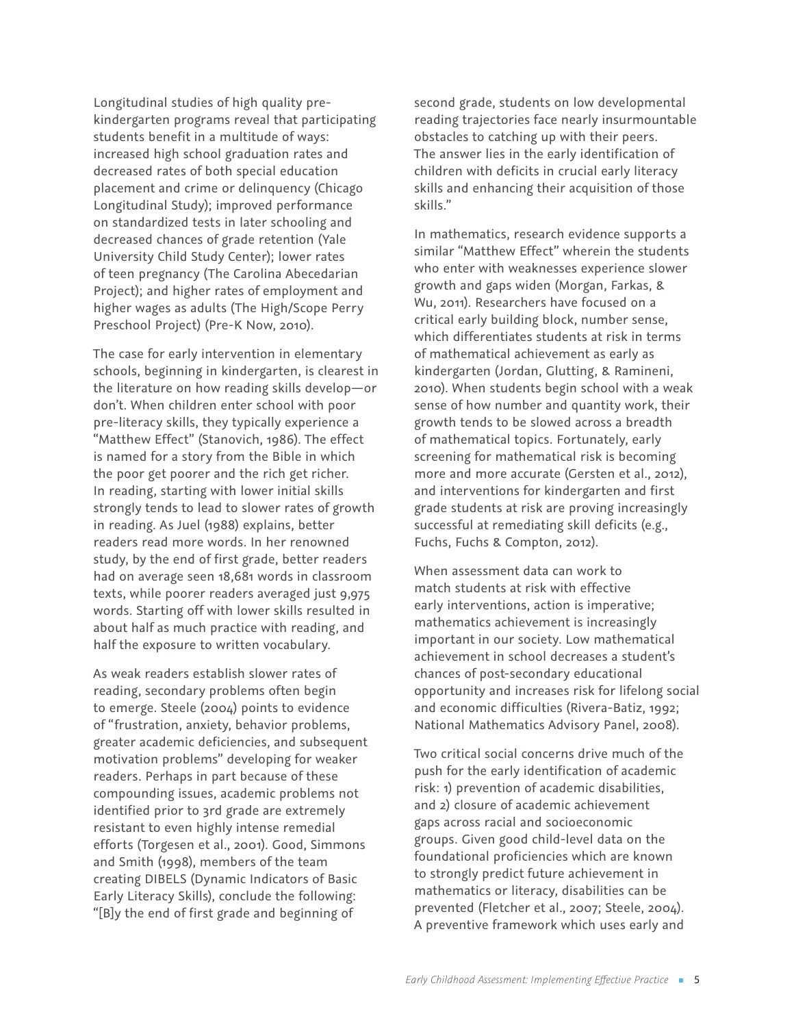Longitudinal studies of high quality pre-kindergarten programs reveal that participating students benefit in a multitude of ways: increased high school graduation rates and decreased rates of both special education placement and crime or delinquency (Chicago Longitudinal Study); improved performance on standardized tests in later schooling and decreased chances of grade retention (Yale University Child Study Center); lower rates of teen pregnancy (The Carolina Abecedarian Project); and higher rates of employment and higher wages as adults (The High/Scope Perry Preschool Project) (Pre-K Now, 2010).

The case for early intervention in elementary schools, beginning in kindergarten, is clearest in the literature on how reading skills develop—or don't. When children enter school with poor pre-literacy skills, they typically experience a "Matthew Effect" (Stanovich, 1986). The effect is named for a story from the Bible in which the poor get poorer and the rich get richer. In reading, starting with lower initial skills strongly tends to lead to slower rates of growth in reading. As Juel (1988) explains, better readers read more words. In her renowned study, by the end of first grade, better readers had on average seen 18,681 words in classroom texts, while poorer readers averaged just 9,975 words. Starting off with lower skills resulted in about half as much practice with reading, and half the exposure to written vocabulary.

As weak readers establish slower rates of reading, secondary problems often begin to emerge. Steele (2004) points to evidence of "frustration, anxiety, behavior problems, greater academic deficiencies, and subsequent motivation problems" developing for weaker readers. Perhaps in part because of these compounding issues, academic problems not identified prior to 3rd grade are extremely resistant to even highly intense remedial efforts (Torgesen et al., 2001). Good, Simmons and Smith (1998), members of the team creating DIBELS (Dynamic Indicators of Basic Early Literacy Skills), conclude the following: "[B]y the end of first grade and beginning of second grade, students on low developmental reading trajectories face nearly insurmountable obstacles to catching up with their peers. The answer lies in the early identification of children with deficits in crucial early literacy skills and enhancing their acquisition of those skills."

In mathematics, research evidence supports a similar "Matthew Effect" wherein the students who enter with weaknesses experience slower growth and gaps widen (Morgan, Farkas, & Wu, 2011). Researchers have focused on a critical early building block, number sense, which differentiates students at risk in terms of mathematical achievement as early as kindergarten (Jordan, Glutting, & Ramineni, 2010). When students begin school with a weak sense of how number and quantity work, their growth tends to be slowed across a breadth of mathematical topics. Fortunately, early screening for mathematical risk is becoming more and more accurate (Gersten et al., 2012), and interventions for kindergarten and first grade students at risk are proving increasingly successful at remediating skill deficits (e.g., Fuchs, Fuchs & Compton, 2012).

When assessment data can work to match students at risk with effective early interventions, action is imperative; mathematics achievement is increasingly important in our society. Low mathematical achievement in school decreases a student's chances of post-secondary educational opportunity and increases risk for lifelong social and economic difficulties (Rivera-Batiz, 1992; National Mathematics Advisory Panel, 2008).

Two critical social concerns drive much of the push for the early identification of academic risk: 1) prevention of academic disabilities, and 2) closure of academic achievement gaps across racial and socioeconomic groups. Given good child-level data on the foundational proficiencies which are known to strongly predict future achievement in mathematics or literacy, disabilities can be prevented (Fletcher et al., 2007; Steele, 2004). A preventive framework which uses early and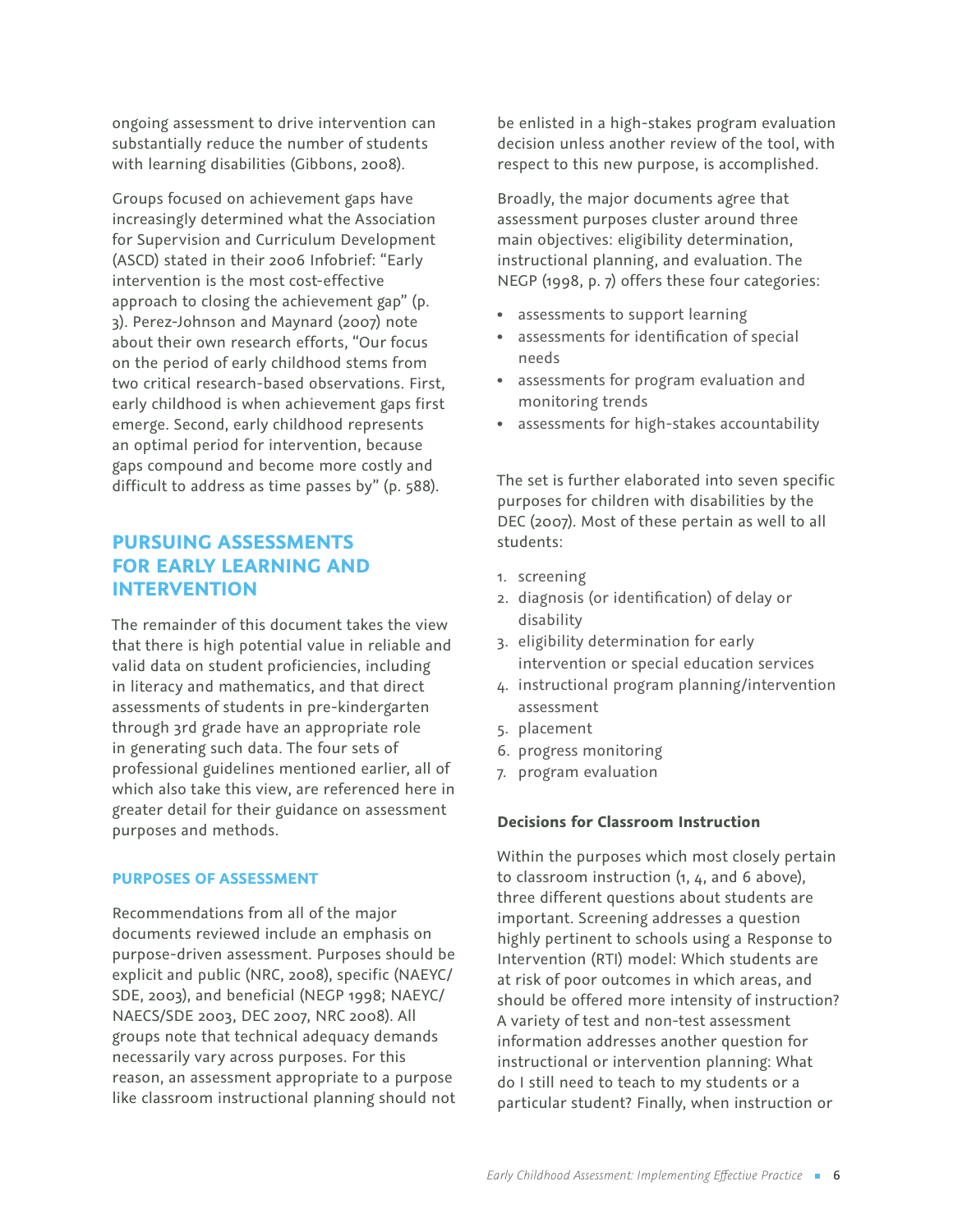ongoing assessment to drive intervention can substantially reduce the number of students with learning disabilities (Gibbons, 2008).

Groups focused on achievement gaps have increasingly determined what the Association for Supervision and Curriculum Development (ASCD) stated in their 2006 Infobrief: "Early intervention is the most cost-effective approach to closing the achievement gap" (p. 3). Perez-Johnson and Maynard (2007) note about their own research efforts, "Our focus on the period of early childhood stems from two critical research-based observations. First, early childhood is when achievement gaps first emerge. Second, early childhood represents an optimal period for intervention, because gaps compound and become more costly and difficult to address as time passes by" (p. 588).

## PURSUING ASSESSMENTS FOR EARLY LEARNING AND INTERVENTION

The remainder of this document takes the view that there is high potential value in reliable and valid data on student proficiencies, including in literacy and mathematics, and that direct assessments of students in pre-kindergarten through 3rd grade have an appropriate role in generating such data. The four sets of professional guidelines mentioned earlier, all of which also take this view, are referenced here in greater detail for their guidance on assessment purposes and methods.

### PURPOSES OF ASSESSMENT

Recommendations from all of the major documents reviewed include an emphasis on purpose-driven assessment. Purposes should be explicit and public (NRC, 2008), specific (NAEYC/SDE, 2003), and beneficial (NEGP 1998; NAEYC/NAECS/SDE 2003, DEC 2007, NRC 2008). All groups note that technical adequacy demands necessarily vary across purposes. For this reason, an assessment appropriate to a purpose like classroom instructional planning should not be enlisted in a high-stakes program evaluation decision unless another review of the tool, with respect to this new purpose, is accomplished.

Broadly, the major documents agree that assessment purposes cluster around three main objectives: eligibility determination, instructional planning, and evaluation. The NEGP (1998, p. 7) offers these four categories:

- assessments to support learning
- assessments for identification of special needs
- assessments for program evaluation and monitoring trends
- assessments for high-stakes accountability

The set is further elaborated into seven specific purposes for children with disabilities by the DEC (2007). Most of these pertain as well to all students:

1. screening
2. diagnosis (or identification) of delay or disability
3. eligibility determination for early intervention or special education services
4. instructional program planning/intervention assessment
5. placement
6. progress monitoring
7. program evaluation

#### Decisions for Classroom Instruction

Within the purposes which most closely pertain to classroom instruction (1, 4, and 6 above), three different questions about students are important. Screening addresses a question highly pertinent to schools using a Response to Intervention (RTI) model: Which students are at risk of poor outcomes in which areas, and should be offered more intensity of instruction? A variety of test and non-test assessment information addresses another question for instructional or intervention planning: What do I still need to teach to my students or a particular student? Finally, when instruction or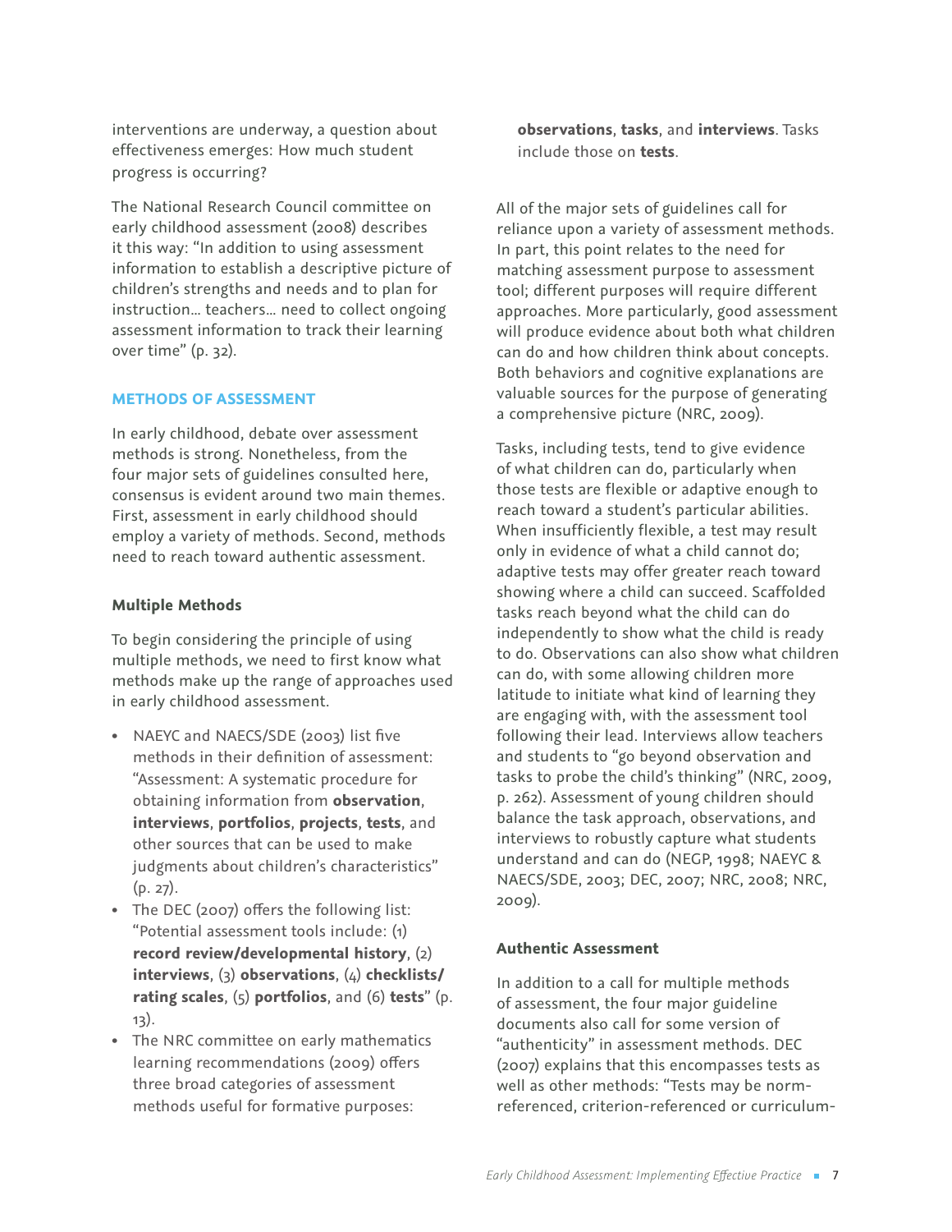interventions are underway, a question about effectiveness emerges: How much student progress is occurring?

The National Research Council committee on early childhood assessment (2008) describes it this way: "In addition to using assessment information to establish a descriptive picture of children's strengths and needs and to plan for instruction… teachers… need to collect ongoing assessment information to track their learning over time" (p. 32).

## METHODS OF ASSESSMENT

In early childhood, debate over assessment methods is strong. Nonetheless, from the four major sets of guidelines consulted here, consensus is evident around two main themes. First, assessment in early childhood should employ a variety of methods. Second, methods need to reach toward authentic assessment.

### Multiple Methods

To begin considering the principle of using multiple methods, we need to first know what methods make up the range of approaches used in early childhood assessment.

- NAEYC and NAECS/SDE (2003) list five methods in their definition of assessment: "Assessment: A systematic procedure for obtaining information from **observation**, **interviews**, **portfolios**, **projects**, **tests**, and other sources that can be used to make judgments about children's characteristics" (p. 27).
- The DEC (2007) offers the following list: "Potential assessment tools include: (1) **record review/developmental history**, (2) **interviews**, (3) **observations**, (4) **checklists/ rating scales**, (5) **portfolios**, and (6) **tests**" (p. 13).
- The NRC committee on early mathematics learning recommendations (2009) offers three broad categories of assessment methods useful for formative purposes: **observations**, **tasks**, and **interviews**. Tasks include those on **tests**.

All of the major sets of guidelines call for reliance upon a variety of assessment methods. In part, this point relates to the need for matching assessment purpose to assessment tool; different purposes will require different approaches. More particularly, good assessment will produce evidence about both what children can do and how children think about concepts. Both behaviors and cognitive explanations are valuable sources for the purpose of generating a comprehensive picture (NRC, 2009).

Tasks, including tests, tend to give evidence of what children can do, particularly when those tests are flexible or adaptive enough to reach toward a student's particular abilities. When insufficiently flexible, a test may result only in evidence of what a child cannot do; adaptive tests may offer greater reach toward showing where a child can succeed. Scaffolded tasks reach beyond what the child can do independently to show what the child is ready to do. Observations can also show what children can do, with some allowing children more latitude to initiate what kind of learning they are engaging with, with the assessment tool following their lead. Interviews allow teachers and students to "go beyond observation and tasks to probe the child's thinking" (NRC, 2009, p. 262). Assessment of young children should balance the task approach, observations, and interviews to robustly capture what students understand and can do (NEGP, 1998; NAEYC & NAECS/SDE, 2003; DEC, 2007; NRC, 2008; NRC, 2009).

### Authentic Assessment

In addition to a call for multiple methods of assessment, the four major guideline documents also call for some version of "authenticity" in assessment methods. DEC (2007) explains that this encompasses tests as well as other methods: "Tests may be norm-referenced, criterion-referenced or curriculum-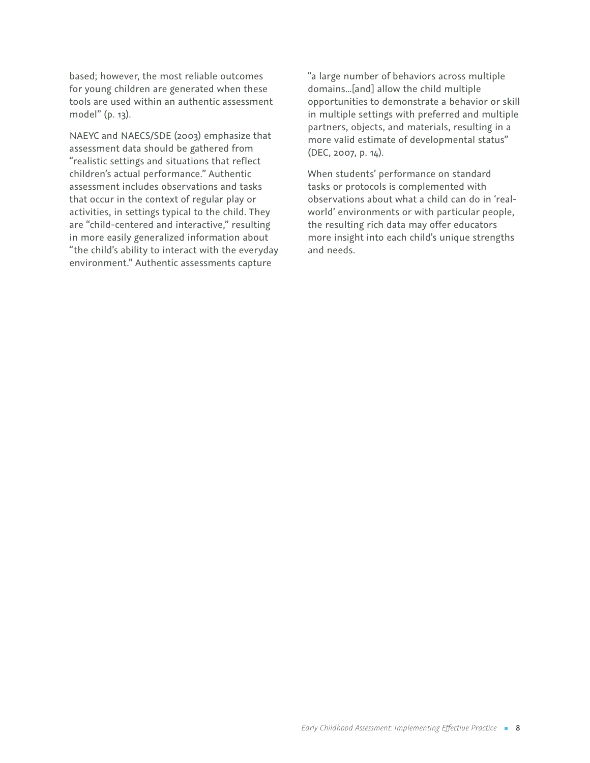based; however, the most reliable outcomes for young children are generated when these tools are used within an authentic assessment model" (p. 13).

NAEYC and NAECS/SDE (2003) emphasize that assessment data should be gathered from "realistic settings and situations that reflect children's actual performance." Authentic assessment includes observations and tasks that occur in the context of regular play or activities, in settings typical to the child. They are "child-centered and interactive," resulting in more easily generalized information about "the child's ability to interact with the everyday environment." Authentic assessments capture "a large number of behaviors across multiple domains…[and] allow the child multiple opportunities to demonstrate a behavior or skill in multiple settings with preferred and multiple partners, objects, and materials, resulting in a more valid estimate of developmental status" (DEC, 2007, p. 14).

When students' performance on standard tasks or protocols is complemented with observations about what a child can do in 'real-world' environments or with particular people, the resulting rich data may offer educators more insight into each child's unique strengths and needs.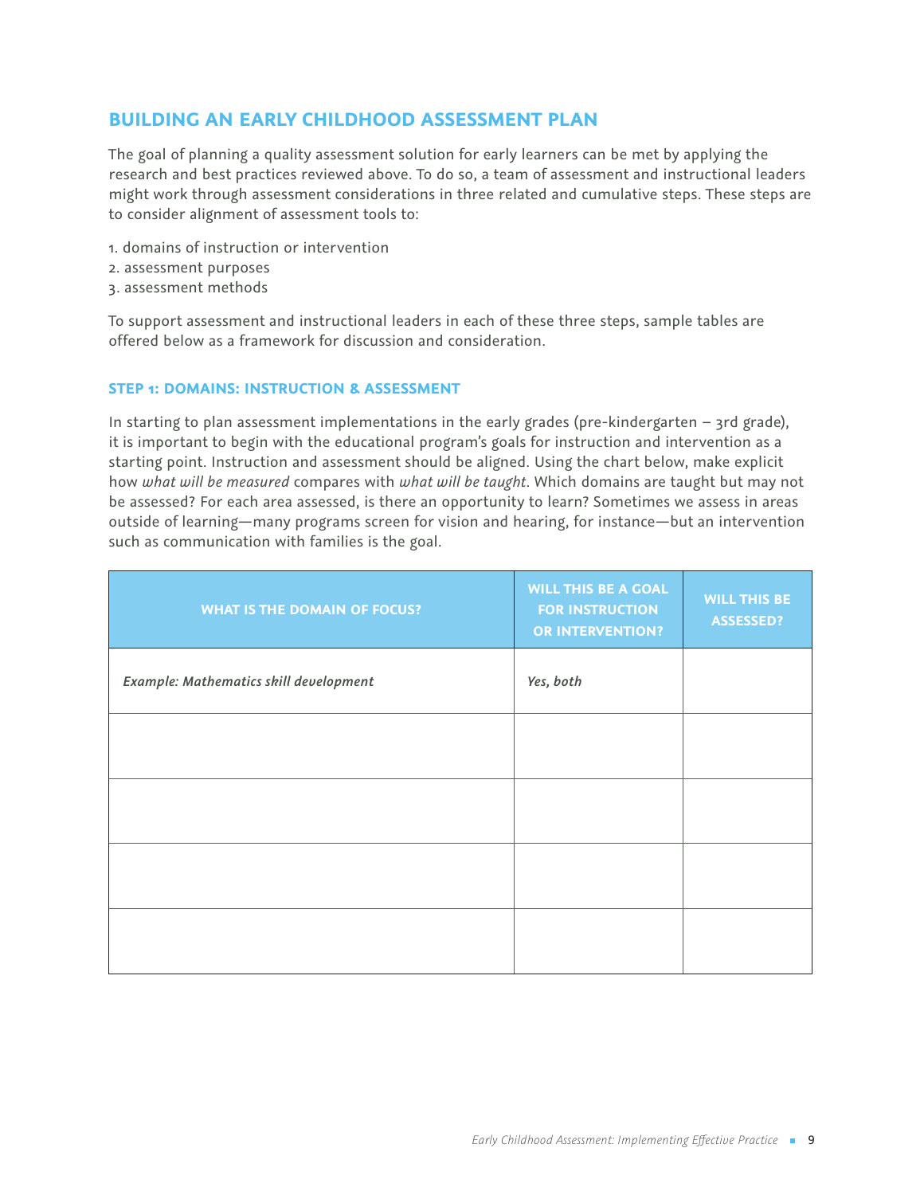## BUILDING AN EARLY CHILDHOOD ASSESSMENT PLAN

The goal of planning a quality assessment solution for early learners can be met by applying the research and best practices reviewed above. To do so, a team of assessment and instructional leaders might work through assessment considerations in three related and cumulative steps. These steps are to consider alignment of assessment tools to:

1. domains of instruction or intervention
2. assessment purposes
3. assessment methods

To support assessment and instructional leaders in each of these three steps, sample tables are offered below as a framework for discussion and consideration.

### STEP 1: DOMAINS: INSTRUCTION & ASSESSMENT

In starting to plan assessment implementations in the early grades (pre-kindergarten – 3rd grade), it is important to begin with the educational program's goals for instruction and intervention as a starting point. Instruction and assessment should be aligned. Using the chart below, make explicit how *what will be measured* compares with *what will be taught*. Which domains are taught but may not be assessed? For each area assessed, is there an opportunity to learn? Sometimes we assess in areas outside of learning—many programs screen for vision and hearing, for instance—but an intervention such as communication with families is the goal.

| WHAT IS THE DOMAIN OF FOCUS? | WILL THIS BE A GOAL FOR INSTRUCTION OR INTERVENTION? | WILL THIS BE ASSESSED? |
|---|---|---|
| ***Example: Mathematics skill development*** | ***Yes, both*** | |
| | | |
| | | |
| | | |
| | | |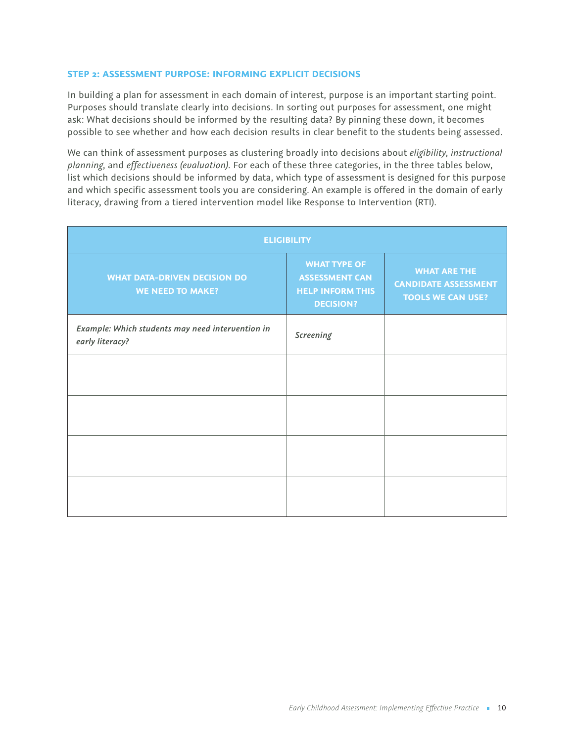### STEP 2: ASSESSMENT PURPOSE: INFORMING EXPLICIT DECISIONS

In building a plan for assessment in each domain of interest, purpose is an important starting point. Purposes should translate clearly into decisions. In sorting out purposes for assessment, one might ask: What decisions should be informed by the resulting data? By pinning these down, it becomes possible to see whether and how each decision results in clear benefit to the students being assessed.

We can think of assessment purposes as clustering broadly into decisions about *eligibility*, *instructional planning*, and *effectiveness (evaluation).* For each of these three categories, in the three tables below, list which decisions should be informed by data, which type of assessment is designed for this purpose and which specific assessment tools you are considering. An example is offered in the domain of early literacy, drawing from a tiered intervention model like Response to Intervention (RTI).

| ELIGIBILITY | | |
|---|---|---|
| **WHAT DATA-DRIVEN DECISION DO WE NEED TO MAKE?** | **WHAT TYPE OF ASSESSMENT CAN HELP INFORM THIS DECISION?** | **WHAT ARE THE CANDIDATE ASSESSMENT TOOLS WE CAN USE?** |
| *Example: Which students may need intervention in early literacy?* | *Screening* | |
| | | |
| | | |
| | | |
| | | |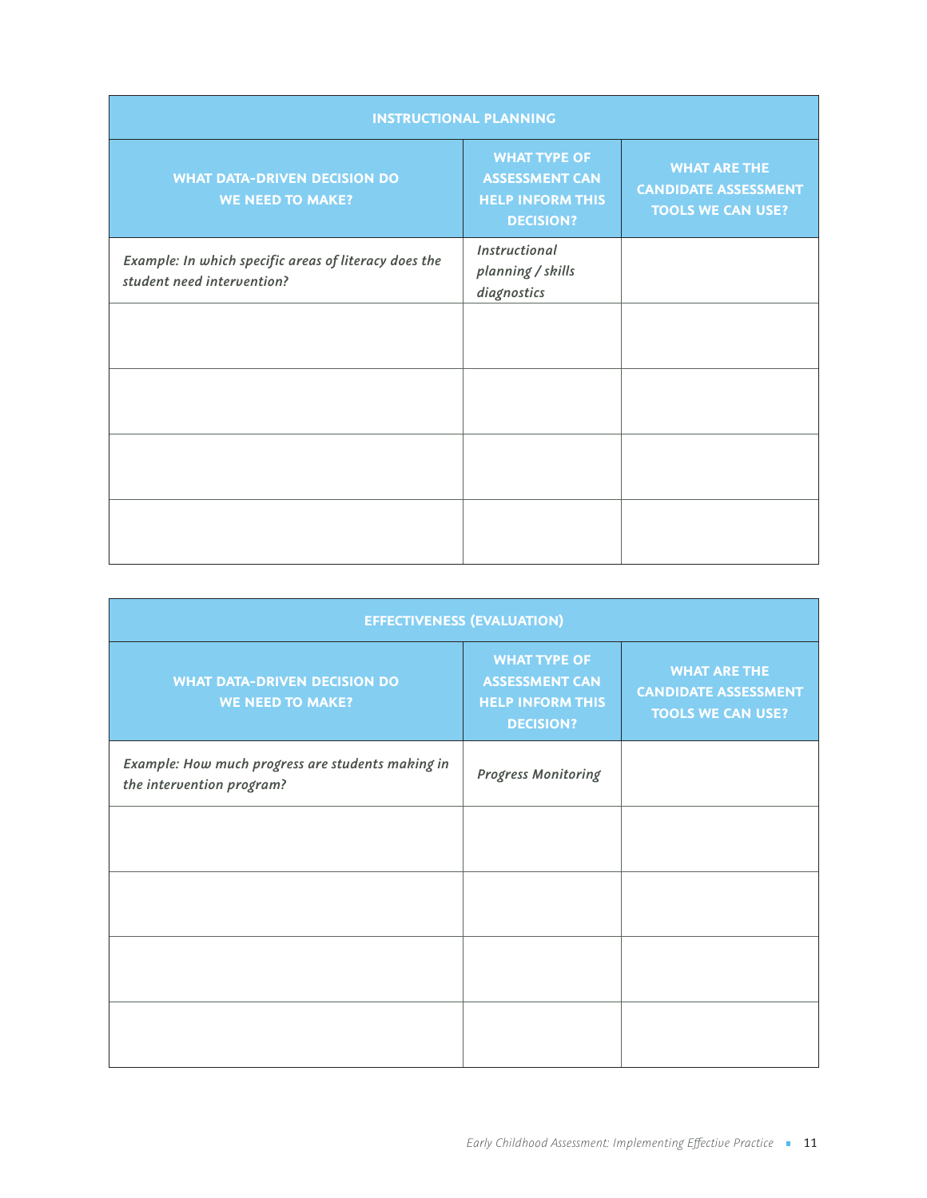| INSTRUCTIONAL PLANNING | | |
|---|---|---|
| **WHAT DATA-DRIVEN DECISION DO WE NEED TO MAKE?** | **WHAT TYPE OF ASSESSMENT CAN HELP INFORM THIS DECISION?** | **WHAT ARE THE CANDIDATE ASSESSMENT TOOLS WE CAN USE?** |
| *Example: In which specific areas of literacy does the student need intervention?* | *Instructional planning / skills diagnostics* | |
| | | |
| | | |
| | | |
| | | |

| EFFECTIVENESS (EVALUATION) | | |
|---|---|---|
| **WHAT DATA-DRIVEN DECISION DO WE NEED TO MAKE?** | **WHAT TYPE OF ASSESSMENT CAN HELP INFORM THIS DECISION?** | **WHAT ARE THE CANDIDATE ASSESSMENT TOOLS WE CAN USE?** |
| *Example: How much progress are students making in the intervention program?* | *Progress Monitoring* | |
| | | |
| | | |
| | | |
| | | |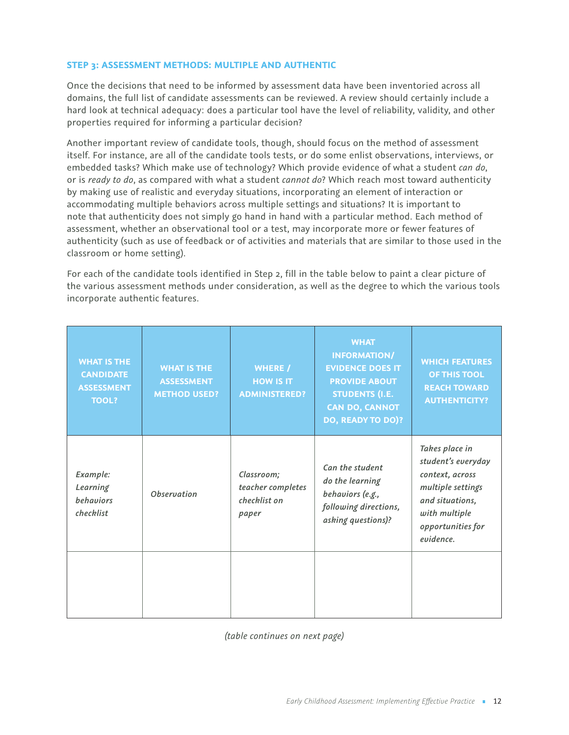### STEP 3: ASSESSMENT METHODS: MULTIPLE AND AUTHENTIC

Once the decisions that need to be informed by assessment data have been inventoried across all domains, the full list of candidate assessments can be reviewed. A review should certainly include a hard look at technical adequacy: does a particular tool have the level of reliability, validity, and other properties required for informing a particular decision?

Another important review of candidate tools, though, should focus on the method of assessment itself. For instance, are all of the candidate tools tests, or do some enlist observations, interviews, or embedded tasks? Which make use of technology? Which provide evidence of what a student *can do*, or is *ready to do*, as compared with what a student *cannot do*? Which reach most toward authenticity by making use of realistic and everyday situations, incorporating an element of interaction or accommodating multiple behaviors across multiple settings and situations? It is important to note that authenticity does not simply go hand in hand with a particular method. Each method of assessment, whether an observational tool or a test, may incorporate more or fewer features of authenticity (such as use of feedback or of activities and materials that are similar to those used in the classroom or home setting).

For each of the candidate tools identified in Step 2, fill in the table below to paint a clear picture of the various assessment methods under consideration, as well as the degree to which the various tools incorporate authentic features.

| WHAT IS THE CANDIDATE ASSESSMENT TOOL? | WHAT IS THE ASSESSMENT METHOD USED? | WHERE / HOW IS IT ADMINISTERED? | WHAT INFORMATION/ EVIDENCE DOES IT PROVIDE ABOUT STUDENTS (I.E. CAN DO, CANNOT DO, READY TO DO)? | WHICH FEATURES OF THIS TOOL REACH TOWARD AUTHENTICITY? |
|---|---|---|---|---|
| *Example: Learning behaviors checklist* | *Observation* | *Classroom; teacher completes checklist on paper* | *Can the student do the learning behaviors (e.g., following directions, asking questions)?* | *Takes place in student's everyday context, across multiple settings and situations, with multiple opportunities for evidence.* |
| | | | | |

*(table continues on next page)*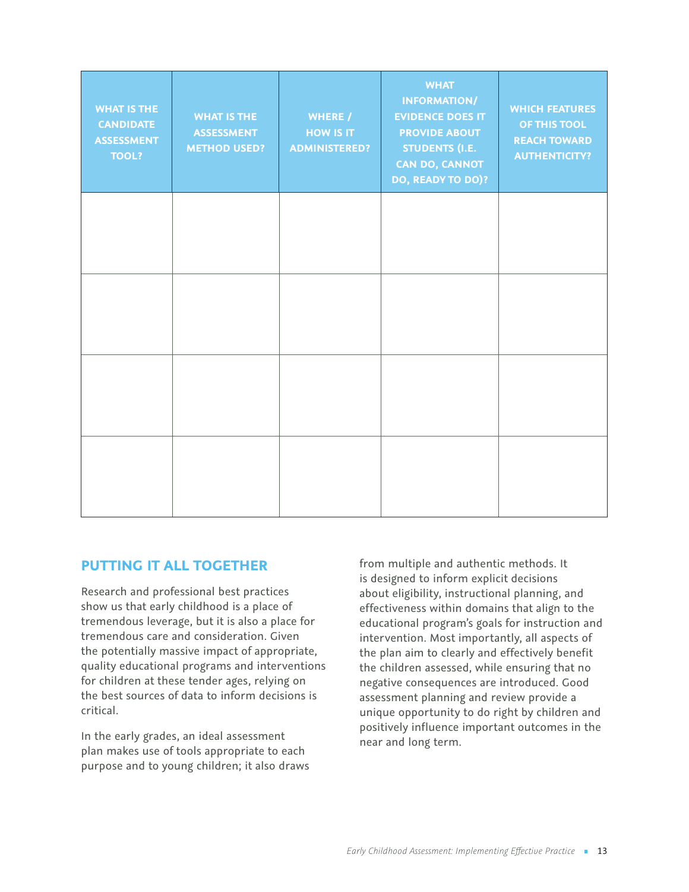| WHAT IS THE CANDIDATE ASSESSMENT TOOL? | WHAT IS THE ASSESSMENT METHOD USED? | WHERE / HOW IS IT ADMINISTERED? | WHAT INFORMATION/ EVIDENCE DOES IT PROVIDE ABOUT STUDENTS (I.E. CAN DO, CANNOT DO, READY TO DO)? | WHICH FEATURES OF THIS TOOL REACH TOWARD AUTHENTICITY? |
|---|---|---|---|---|
| | | | | |
| | | | | |
| | | | | |
| | | | | |

## PUTTING IT ALL TOGETHER

Research and professional best practices show us that early childhood is a place of tremendous leverage, but it is also a place for tremendous care and consideration. Given the potentially massive impact of appropriate, quality educational programs and interventions for children at these tender ages, relying on the best sources of data to inform decisions is critical.

In the early grades, an ideal assessment plan makes use of tools appropriate to each purpose and to young children; it also draws from multiple and authentic methods. It is designed to inform explicit decisions about eligibility, instructional planning, and effectiveness within domains that align to the educational program's goals for instruction and intervention. Most importantly, all aspects of the plan aim to clearly and effectively benefit the children assessed, while ensuring that no negative consequences are introduced. Good assessment planning and review provide a unique opportunity to do right by children and positively influence important outcomes in the near and long term.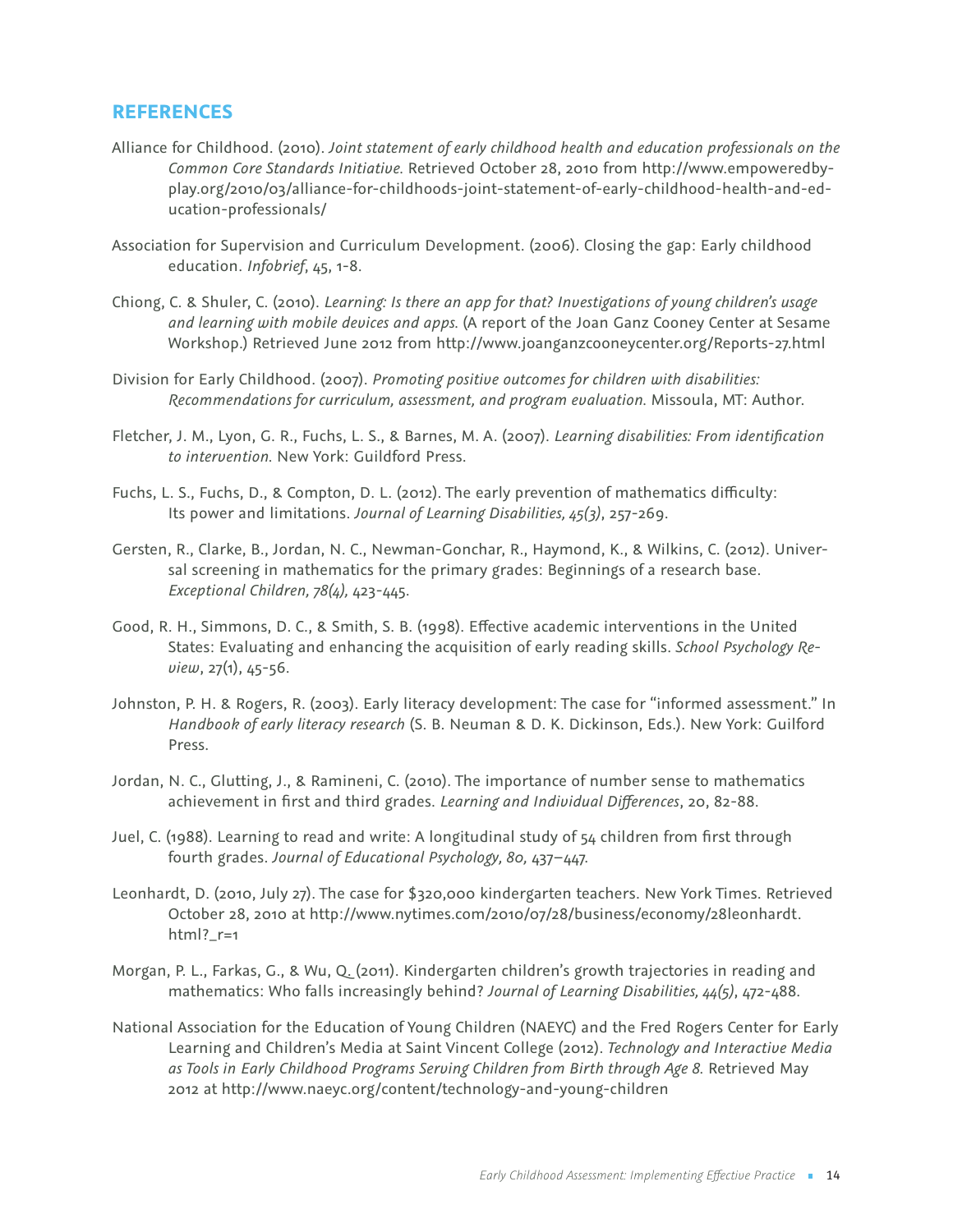## REFERENCES

Alliance for Childhood. (2010). *Joint statement of early childhood health and education professionals on the Common Core Standards Initiative.* Retrieved October 28, 2010 from http://www.empoweredbyplay.org/2010/03/alliance-for-childhoods-joint-statement-of-early-childhood-health-and-education-professionals/

Association for Supervision and Curriculum Development. (2006). Closing the gap: Early childhood education. *Infobrief*, 45, 1-8.

Chiong, C. & Shuler, C. (2010). *Learning: Is there an app for that? Investigations of young children's usage and learning with mobile devices and apps.* (A report of the Joan Ganz Cooney Center at Sesame Workshop.) Retrieved June 2012 from http://www.joanganzcooneycenter.org/Reports-27.html

Division for Early Childhood. (2007). *Promoting positive outcomes for children with disabilities: Recommendations for curriculum, assessment, and program evaluation.* Missoula, MT: Author.

Fletcher, J. M., Lyon, G. R., Fuchs, L. S., & Barnes, M. A. (2007). *Learning disabilities: From identification to intervention.* New York: Guildford Press.

Fuchs, L. S., Fuchs, D., & Compton, D. L. (2012). The early prevention of mathematics difficulty: Its power and limitations. *Journal of Learning Disabilities, 45(3)*, 257-269.

Gersten, R., Clarke, B., Jordan, N. C., Newman-Gonchar, R., Haymond, K., & Wilkins, C. (2012). Universal screening in mathematics for the primary grades: Beginnings of a research base. *Exceptional Children, 78(4),* 423-445.

Good, R. H., Simmons, D. C., & Smith, S. B. (1998). Effective academic interventions in the United States: Evaluating and enhancing the acquisition of early reading skills. *School Psychology Review*, 27(1), 45-56.

Johnston, P. H. & Rogers, R. (2003). Early literacy development: The case for "informed assessment." In *Handbook of early literacy research* (S. B. Neuman & D. K. Dickinson, Eds.). New York: Guilford Press.

Jordan, N. C., Glutting, J., & Ramineni, C. (2010). The importance of number sense to mathematics achievement in first and third grades. *Learning and Individual Differences*, 20, 82-88.

Juel, C. (1988). Learning to read and write: A longitudinal study of 54 children from first through fourth grades. *Journal of Educational Psychology, 80,* 437–447.

Leonhardt, D. (2010, July 27). The case for $320,000 kindergarten teachers. New York Times. Retrieved October 28, 2010 at http://www.nytimes.com/2010/07/28/business/economy/28leonhardt.html?_r=1

Morgan, P. L., Farkas, G., & Wu, Q. (2011). Kindergarten children's growth trajectories in reading and mathematics: Who falls increasingly behind? *Journal of Learning Disabilities, 44(5)*, 472-488.

National Association for the Education of Young Children (NAEYC) and the Fred Rogers Center for Early Learning and Children's Media at Saint Vincent College (2012). *Technology and Interactive Media as Tools in Early Childhood Programs Serving Children from Birth through Age 8.* Retrieved May 2012 at http://www.naeyc.org/content/technology-and-young-children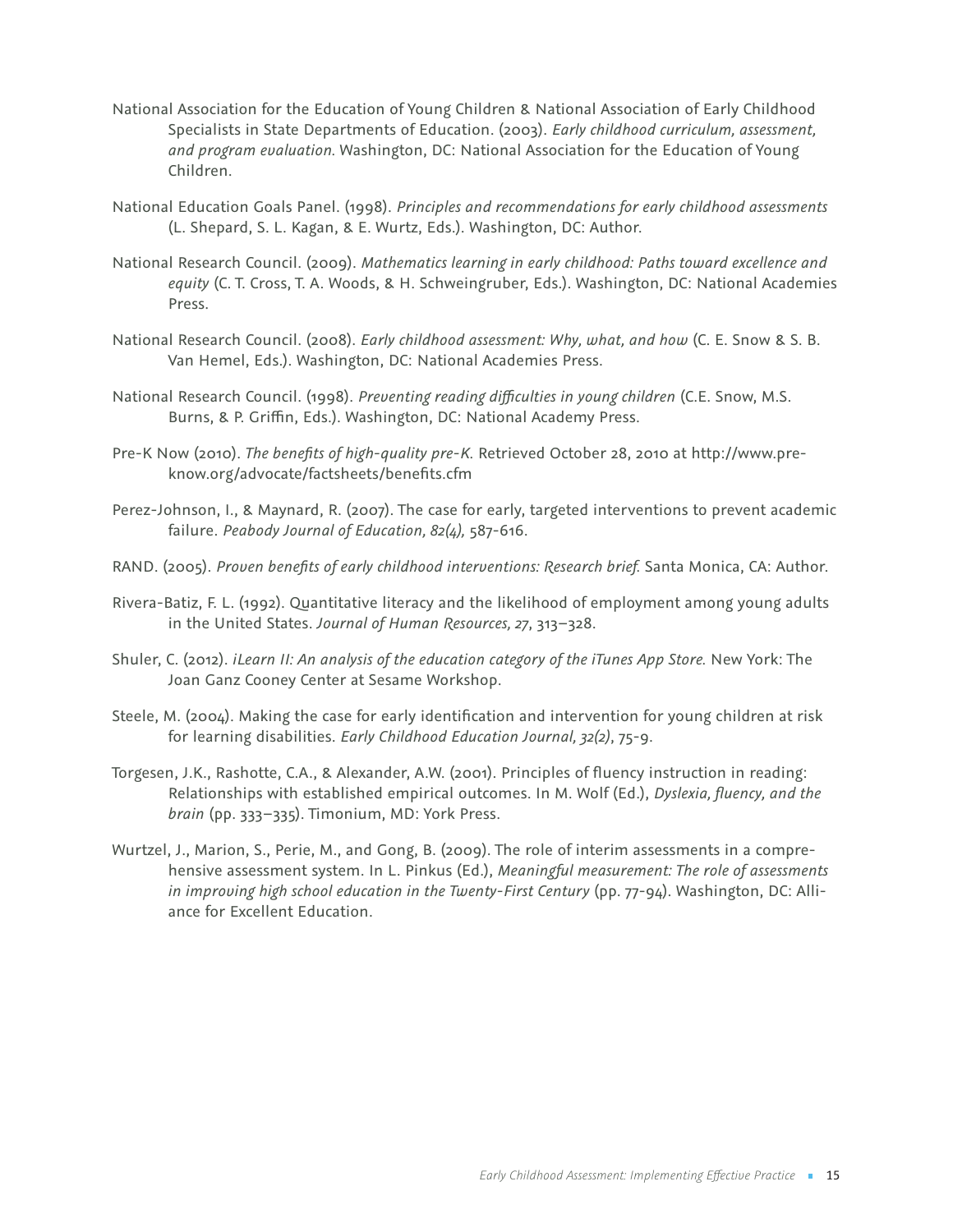National Association for the Education of Young Children & National Association of Early Childhood Specialists in State Departments of Education. (2003). *Early childhood curriculum, assessment, and program evaluation.* Washington, DC: National Association for the Education of Young Children.

National Education Goals Panel. (1998). *Principles and recommendations for early childhood assessments* (L. Shepard, S. L. Kagan, & E. Wurtz, Eds.). Washington, DC: Author.

National Research Council. (2009). *Mathematics learning in early childhood: Paths toward excellence and equity* (C. T. Cross, T. A. Woods, & H. Schweingruber, Eds.). Washington, DC: National Academies Press.

National Research Council. (2008). *Early childhood assessment: Why, what, and how* (C. E. Snow & S. B. Van Hemel, Eds.). Washington, DC: National Academies Press.

National Research Council. (1998). *Preventing reading difficulties in young children* (C.E. Snow, M.S. Burns, & P. Griffin, Eds.). Washington, DC: National Academy Press.

Pre-K Now (2010). *The benefits of high-quality pre-K.* Retrieved October 28, 2010 at http://www.pre-know.org/advocate/factsheets/benefits.cfm

Perez-Johnson, I., & Maynard, R. (2007). The case for early, targeted interventions to prevent academic failure. *Peabody Journal of Education, 82(4),* 587-616.

RAND. (2005). *Proven benefits of early childhood interventions: Research brief.* Santa Monica, CA: Author.

Rivera-Batiz, F. L. (1992). Quantitative literacy and the likelihood of employment among young adults in the United States. *Journal of Human Resources, 27*, 313–328.

Shuler, C. (2012). *iLearn II: An analysis of the education category of the iTunes App Store.* New York: The Joan Ganz Cooney Center at Sesame Workshop.

Steele, M. (2004). Making the case for early identification and intervention for young children at risk for learning disabilities. *Early Childhood Education Journal, 32(2)*, 75-9.

Torgesen, J.K., Rashotte, C.A., & Alexander, A.W. (2001). Principles of fluency instruction in reading: Relationships with established empirical outcomes. In M. Wolf (Ed.), *Dyslexia, fluency, and the brain* (pp. 333–335). Timonium, MD: York Press.

Wurtzel, J., Marion, S., Perie, M., and Gong, B. (2009). The role of interim assessments in a comprehensive assessment system. In L. Pinkus (Ed.), *Meaningful measurement: The role of assessments in improving high school education in the Twenty-First Century* (pp. 77-94). Washington, DC: Alliance for Excellent Education.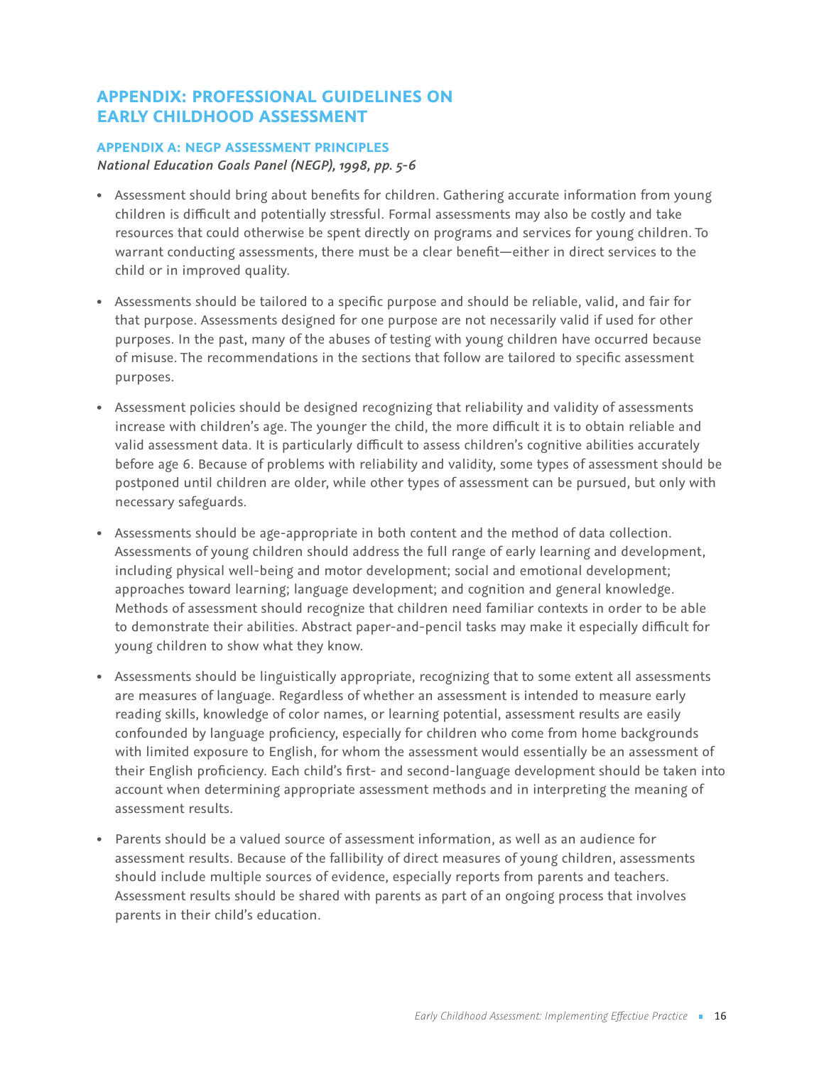# APPENDIX: PROFESSIONAL GUIDELINES ON EARLY CHILDHOOD ASSESSMENT

## APPENDIX A: NEGP ASSESSMENT PRINCIPLES

***National Education Goals Panel (NEGP), 1998, pp. 5-6***

- Assessment should bring about benefits for children. Gathering accurate information from young children is difficult and potentially stressful. Formal assessments may also be costly and take resources that could otherwise be spent directly on programs and services for young children. To warrant conducting assessments, there must be a clear benefit—either in direct services to the child or in improved quality.

- Assessments should be tailored to a specific purpose and should be reliable, valid, and fair for that purpose. Assessments designed for one purpose are not necessarily valid if used for other purposes. In the past, many of the abuses of testing with young children have occurred because of misuse. The recommendations in the sections that follow are tailored to specific assessment purposes.

- Assessment policies should be designed recognizing that reliability and validity of assessments increase with children's age. The younger the child, the more difficult it is to obtain reliable and valid assessment data. It is particularly difficult to assess children's cognitive abilities accurately before age 6. Because of problems with reliability and validity, some types of assessment should be postponed until children are older, while other types of assessment can be pursued, but only with necessary safeguards.

- Assessments should be age-appropriate in both content and the method of data collection. Assessments of young children should address the full range of early learning and development, including physical well-being and motor development; social and emotional development; approaches toward learning; language development; and cognition and general knowledge. Methods of assessment should recognize that children need familiar contexts in order to be able to demonstrate their abilities. Abstract paper-and-pencil tasks may make it especially difficult for young children to show what they know.

- Assessments should be linguistically appropriate, recognizing that to some extent all assessments are measures of language. Regardless of whether an assessment is intended to measure early reading skills, knowledge of color names, or learning potential, assessment results are easily confounded by language proficiency, especially for children who come from home backgrounds with limited exposure to English, for whom the assessment would essentially be an assessment of their English proficiency. Each child's first- and second-language development should be taken into account when determining appropriate assessment methods and in interpreting the meaning of assessment results.

- Parents should be a valued source of assessment information, as well as an audience for assessment results. Because of the fallibility of direct measures of young children, assessments should include multiple sources of evidence, especially reports from parents and teachers. Assessment results should be shared with parents as part of an ongoing process that involves parents in their child's education.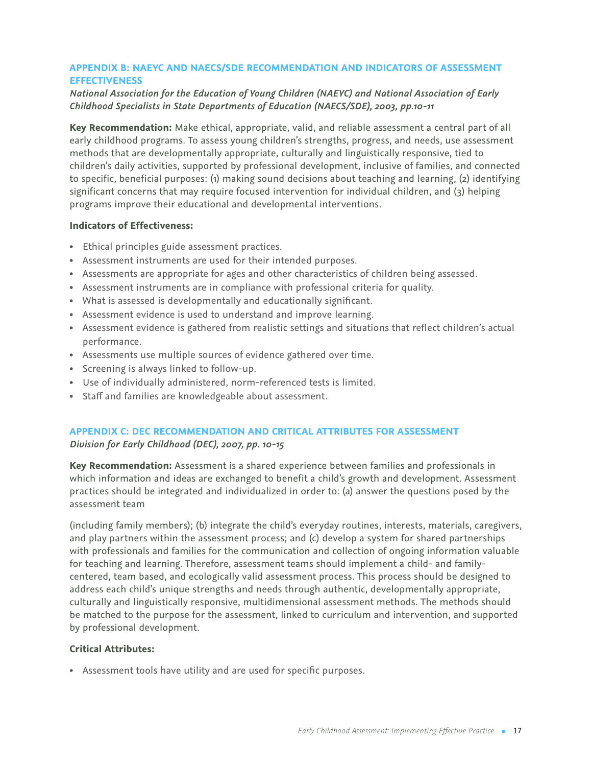## APPENDIX B: NAEYC AND NAECS/SDE RECOMMENDATION AND INDICATORS OF ASSESSMENT EFFECTIVENESS

*National Association for the Education of Young Children (NAEYC) and National Association of Early Childhood Specialists in State Departments of Education (NAECS/SDE), 2003, pp.10-11*

**Key Recommendation:** Make ethical, appropriate, valid, and reliable assessment a central part of all early childhood programs. To assess young children's strengths, progress, and needs, use assessment methods that are developmentally appropriate, culturally and linguistically responsive, tied to children's daily activities, supported by professional development, inclusive of families, and connected to specific, beneficial purposes: (1) making sound decisions about teaching and learning, (2) identifying significant concerns that may require focused intervention for individual children, and (3) helping programs improve their educational and developmental interventions.

**Indicators of Effectiveness:**

- Ethical principles guide assessment practices.
- Assessment instruments are used for their intended purposes.
- Assessments are appropriate for ages and other characteristics of children being assessed.
- Assessment instruments are in compliance with professional criteria for quality.
- What is assessed is developmentally and educationally significant.
- Assessment evidence is used to understand and improve learning.
- Assessment evidence is gathered from realistic settings and situations that reflect children's actual performance.
- Assessments use multiple sources of evidence gathered over time.
- Screening is always linked to follow-up.
- Use of individually administered, norm-referenced tests is limited.
- Staff and families are knowledgeable about assessment.

## APPENDIX C: DEC RECOMMENDATION AND CRITICAL ATTRIBUTES FOR ASSESSMENT

*Division for Early Childhood (DEC), 2007, pp. 10-15*

**Key Recommendation:** Assessment is a shared experience between families and professionals in which information and ideas are exchanged to benefit a child's growth and development. Assessment practices should be integrated and individualized in order to: (a) answer the questions posed by the assessment team (including family members); (b) integrate the child's everyday routines, interests, materials, caregivers, and play partners within the assessment process; and (c) develop a system for shared partnerships with professionals and families for the communication and collection of ongoing information valuable for teaching and learning. Therefore, assessment teams should implement a child- and family-centered, team based, and ecologically valid assessment process. This process should be designed to address each child's unique strengths and needs through authentic, developmentally appropriate, culturally and linguistically responsive, multidimensional assessment methods. The methods should be matched to the purpose for the assessment, linked to curriculum and intervention, and supported by professional development.

**Critical Attributes:**

- Assessment tools have utility and are used for specific purposes.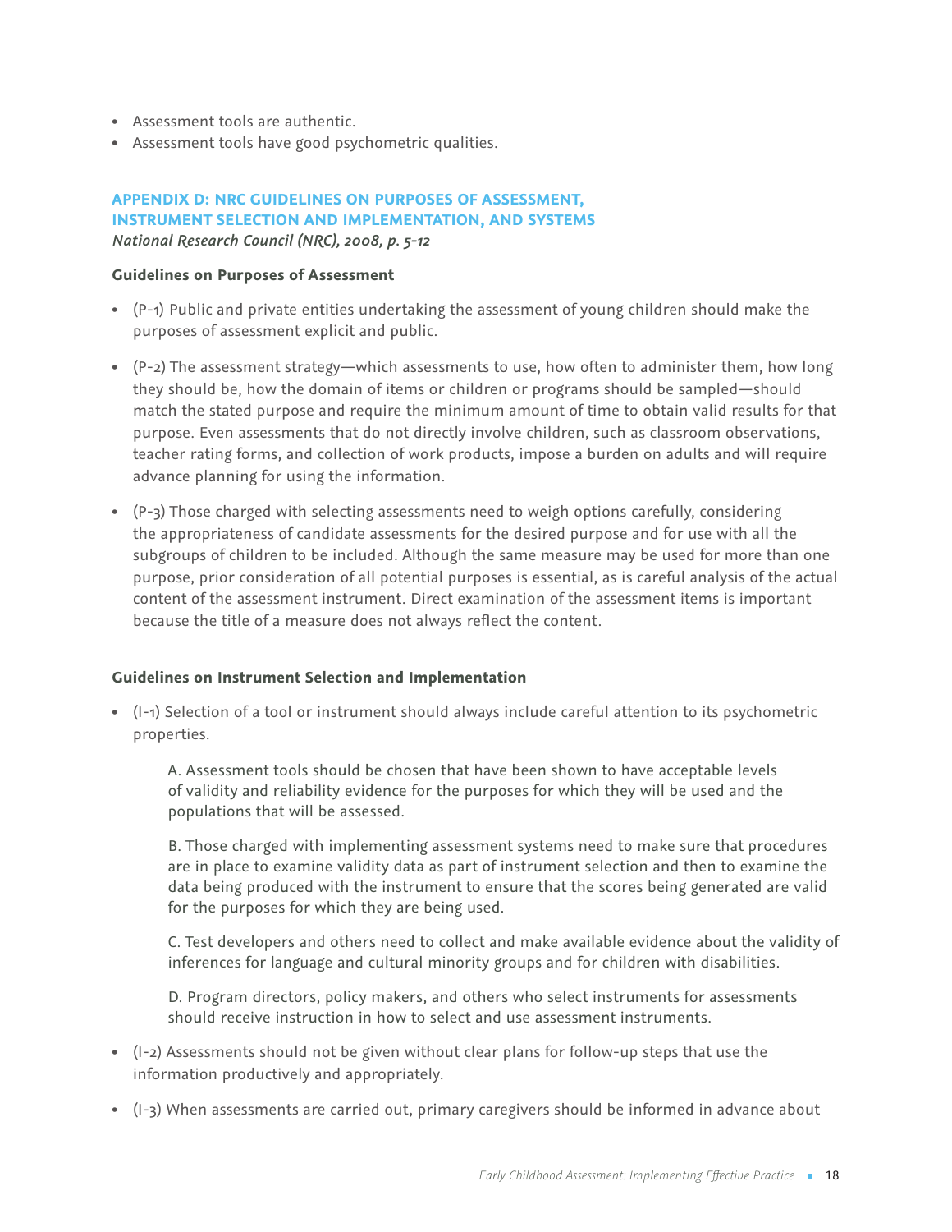- Assessment tools are authentic.
- Assessment tools have good psychometric qualities.

## APPENDIX D: NRC GUIDELINES ON PURPOSES OF ASSESSMENT, INSTRUMENT SELECTION AND IMPLEMENTATION, AND SYSTEMS

*National Research Council (NRC), 2008, p. 5-12*

### Guidelines on Purposes of Assessment

- (P-1) Public and private entities undertaking the assessment of young children should make the purposes of assessment explicit and public.
- (P-2) The assessment strategy—which assessments to use, how often to administer them, how long they should be, how the domain of items or children or programs should be sampled—should match the stated purpose and require the minimum amount of time to obtain valid results for that purpose. Even assessments that do not directly involve children, such as classroom observations, teacher rating forms, and collection of work products, impose a burden on adults and will require advance planning for using the information.
- (P-3) Those charged with selecting assessments need to weigh options carefully, considering the appropriateness of candidate assessments for the desired purpose and for use with all the subgroups of children to be included. Although the same measure may be used for more than one purpose, prior consideration of all potential purposes is essential, as is careful analysis of the actual content of the assessment instrument. Direct examination of the assessment items is important because the title of a measure does not always reflect the content.

### Guidelines on Instrument Selection and Implementation

- (I-1) Selection of a tool or instrument should always include careful attention to its psychometric properties.

  A. Assessment tools should be chosen that have been shown to have acceptable levels of validity and reliability evidence for the purposes for which they will be used and the populations that will be assessed.

  B. Those charged with implementing assessment systems need to make sure that procedures are in place to examine validity data as part of instrument selection and then to examine the data being produced with the instrument to ensure that the scores being generated are valid for the purposes for which they are being used.

  C. Test developers and others need to collect and make available evidence about the validity of inferences for language and cultural minority groups and for children with disabilities.

  D. Program directors, policy makers, and others who select instruments for assessments should receive instruction in how to select and use assessment instruments.

- (I-2) Assessments should not be given without clear plans for follow-up steps that use the information productively and appropriately.
- (I-3) When assessments are carried out, primary caregivers should be informed in advance about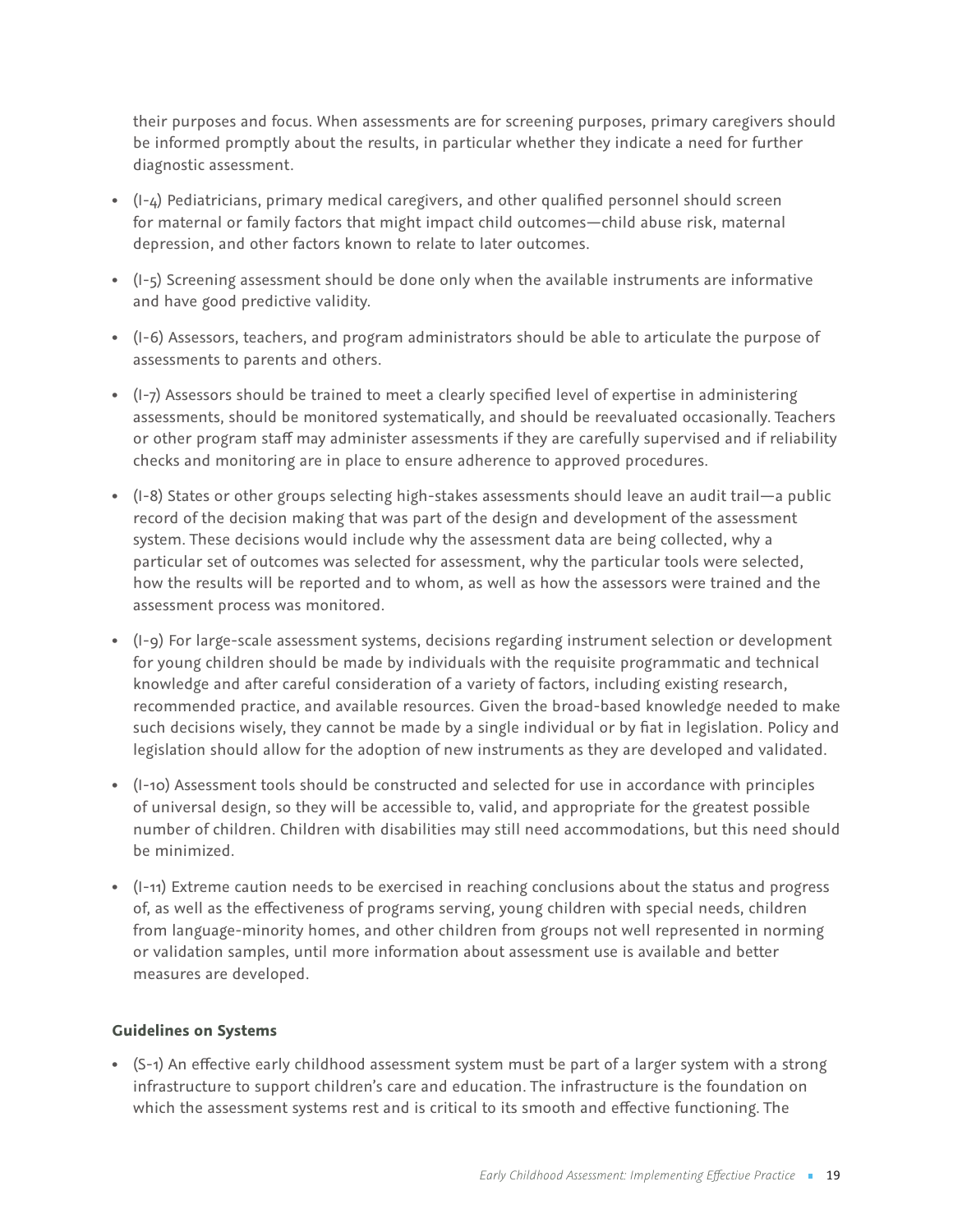their purposes and focus. When assessments are for screening purposes, primary caregivers should be informed promptly about the results, in particular whether they indicate a need for further diagnostic assessment.

- (I-4) Pediatricians, primary medical caregivers, and other qualified personnel should screen for maternal or family factors that might impact child outcomes—child abuse risk, maternal depression, and other factors known to relate to later outcomes.
- (I-5) Screening assessment should be done only when the available instruments are informative and have good predictive validity.
- (I-6) Assessors, teachers, and program administrators should be able to articulate the purpose of assessments to parents and others.
- (I-7) Assessors should be trained to meet a clearly specified level of expertise in administering assessments, should be monitored systematically, and should be reevaluated occasionally. Teachers or other program staff may administer assessments if they are carefully supervised and if reliability checks and monitoring are in place to ensure adherence to approved procedures.
- (I-8) States or other groups selecting high-stakes assessments should leave an audit trail—a public record of the decision making that was part of the design and development of the assessment system. These decisions would include why the assessment data are being collected, why a particular set of outcomes was selected for assessment, why the particular tools were selected, how the results will be reported and to whom, as well as how the assessors were trained and the assessment process was monitored.
- (I-9) For large-scale assessment systems, decisions regarding instrument selection or development for young children should be made by individuals with the requisite programmatic and technical knowledge and after careful consideration of a variety of factors, including existing research, recommended practice, and available resources. Given the broad-based knowledge needed to make such decisions wisely, they cannot be made by a single individual or by fiat in legislation. Policy and legislation should allow for the adoption of new instruments as they are developed and validated.
- (I-10) Assessment tools should be constructed and selected for use in accordance with principles of universal design, so they will be accessible to, valid, and appropriate for the greatest possible number of children. Children with disabilities may still need accommodations, but this need should be minimized.
- (I-11) Extreme caution needs to be exercised in reaching conclusions about the status and progress of, as well as the effectiveness of programs serving, young children with special needs, children from language-minority homes, and other children from groups not well represented in norming or validation samples, until more information about assessment use is available and better measures are developed.

**Guidelines on Systems**

- (S-1) An effective early childhood assessment system must be part of a larger system with a strong infrastructure to support children's care and education. The infrastructure is the foundation on which the assessment systems rest and is critical to its smooth and effective functioning. The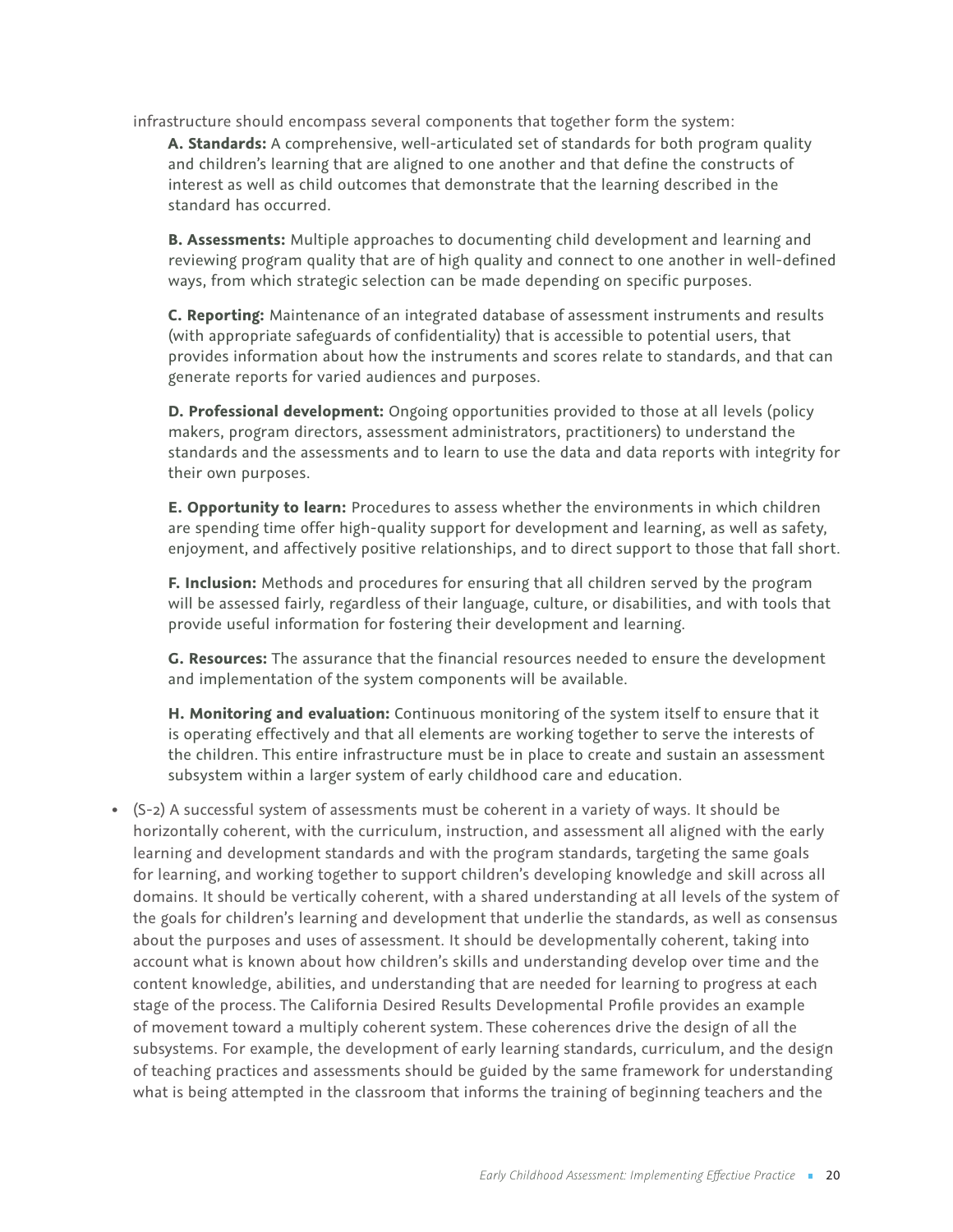infrastructure should encompass several components that together form the system:

**A. Standards:** A comprehensive, well-articulated set of standards for both program quality and children's learning that are aligned to one another and that define the constructs of interest as well as child outcomes that demonstrate that the learning described in the standard has occurred.

**B. Assessments:** Multiple approaches to documenting child development and learning and reviewing program quality that are of high quality and connect to one another in well-defined ways, from which strategic selection can be made depending on specific purposes.

**C. Reporting:** Maintenance of an integrated database of assessment instruments and results (with appropriate safeguards of confidentiality) that is accessible to potential users, that provides information about how the instruments and scores relate to standards, and that can generate reports for varied audiences and purposes.

**D. Professional development:** Ongoing opportunities provided to those at all levels (policy makers, program directors, assessment administrators, practitioners) to understand the standards and the assessments and to learn to use the data and data reports with integrity for their own purposes.

**E. Opportunity to learn:** Procedures to assess whether the environments in which children are spending time offer high-quality support for development and learning, as well as safety, enjoyment, and affectively positive relationships, and to direct support to those that fall short.

**F. Inclusion:** Methods and procedures for ensuring that all children served by the program will be assessed fairly, regardless of their language, culture, or disabilities, and with tools that provide useful information for fostering their development and learning.

**G. Resources:** The assurance that the financial resources needed to ensure the development and implementation of the system components will be available.

**H. Monitoring and evaluation:** Continuous monitoring of the system itself to ensure that it is operating effectively and that all elements are working together to serve the interests of the children. This entire infrastructure must be in place to create and sustain an assessment subsystem within a larger system of early childhood care and education.

- (S-2) A successful system of assessments must be coherent in a variety of ways. It should be horizontally coherent, with the curriculum, instruction, and assessment all aligned with the early learning and development standards and with the program standards, targeting the same goals for learning, and working together to support children's developing knowledge and skill across all domains. It should be vertically coherent, with a shared understanding at all levels of the system of the goals for children's learning and development that underlie the standards, as well as consensus about the purposes and uses of assessment. It should be developmentally coherent, taking into account what is known about how children's skills and understanding develop over time and the content knowledge, abilities, and understanding that are needed for learning to progress at each stage of the process. The California Desired Results Developmental Profile provides an example of movement toward a multiply coherent system. These coherences drive the design of all the subsystems. For example, the development of early learning standards, curriculum, and the design of teaching practices and assessments should be guided by the same framework for understanding what is being attempted in the classroom that informs the training of beginning teachers and the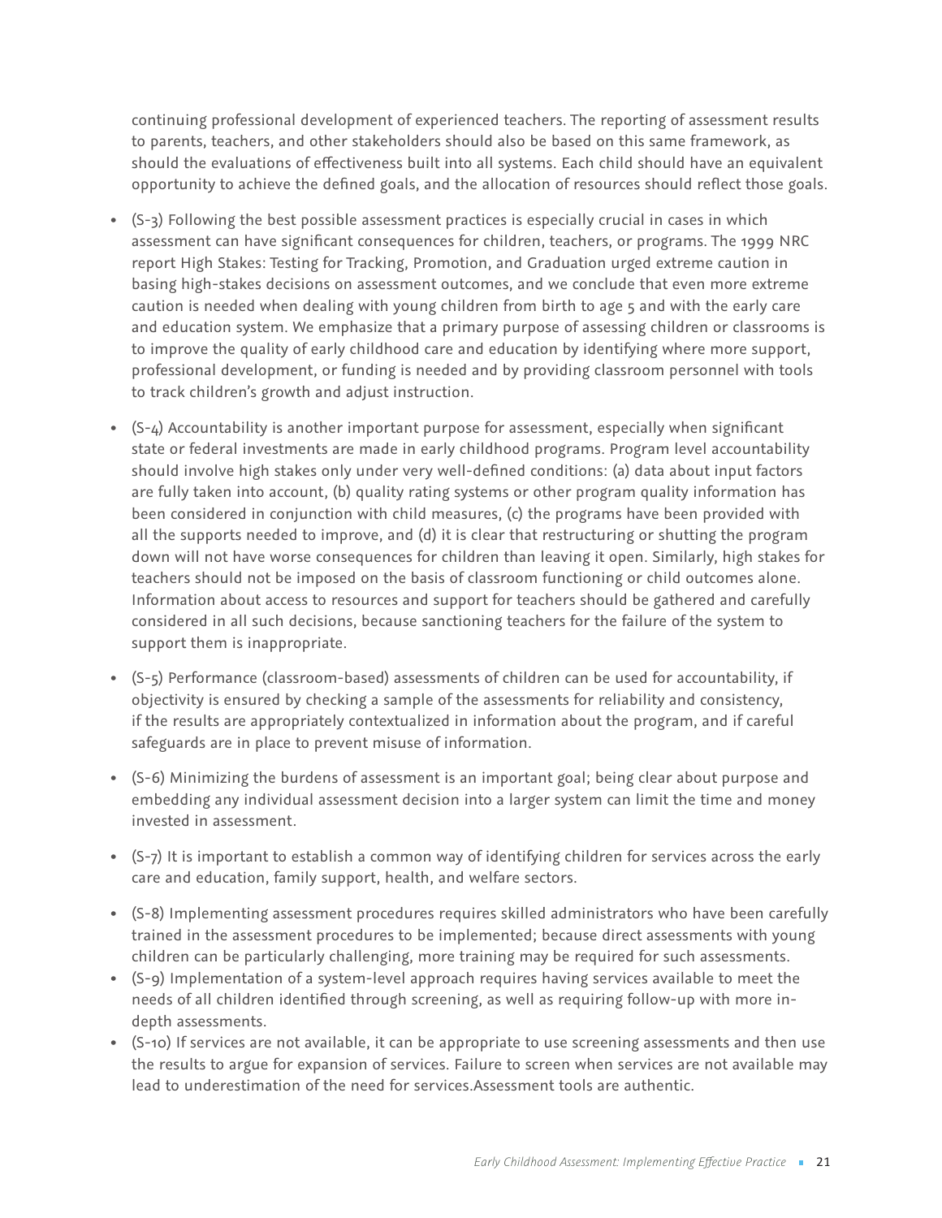continuing professional development of experienced teachers. The reporting of assessment results to parents, teachers, and other stakeholders should also be based on this same framework, as should the evaluations of effectiveness built into all systems. Each child should have an equivalent opportunity to achieve the defined goals, and the allocation of resources should reflect those goals.

- (S-3) Following the best possible assessment practices is especially crucial in cases in which assessment can have significant consequences for children, teachers, or programs. The 1999 NRC report High Stakes: Testing for Tracking, Promotion, and Graduation urged extreme caution in basing high-stakes decisions on assessment outcomes, and we conclude that even more extreme caution is needed when dealing with young children from birth to age 5 and with the early care and education system. We emphasize that a primary purpose of assessing children or classrooms is to improve the quality of early childhood care and education by identifying where more support, professional development, or funding is needed and by providing classroom personnel with tools to track children's growth and adjust instruction.
- (S-4) Accountability is another important purpose for assessment, especially when significant state or federal investments are made in early childhood programs. Program level accountability should involve high stakes only under very well-defined conditions: (a) data about input factors are fully taken into account, (b) quality rating systems or other program quality information has been considered in conjunction with child measures, (c) the programs have been provided with all the supports needed to improve, and (d) it is clear that restructuring or shutting the program down will not have worse consequences for children than leaving it open. Similarly, high stakes for teachers should not be imposed on the basis of classroom functioning or child outcomes alone. Information about access to resources and support for teachers should be gathered and carefully considered in all such decisions, because sanctioning teachers for the failure of the system to support them is inappropriate.
- (S-5) Performance (classroom-based) assessments of children can be used for accountability, if objectivity is ensured by checking a sample of the assessments for reliability and consistency, if the results are appropriately contextualized in information about the program, and if careful safeguards are in place to prevent misuse of information.
- (S-6) Minimizing the burdens of assessment is an important goal; being clear about purpose and embedding any individual assessment decision into a larger system can limit the time and money invested in assessment.
- (S-7) It is important to establish a common way of identifying children for services across the early care and education, family support, health, and welfare sectors.
- (S-8) Implementing assessment procedures requires skilled administrators who have been carefully trained in the assessment procedures to be implemented; because direct assessments with young children can be particularly challenging, more training may be required for such assessments.
- (S-9) Implementation of a system-level approach requires having services available to meet the needs of all children identified through screening, as well as requiring follow-up with more in-depth assessments.
- (S-10) If services are not available, it can be appropriate to use screening assessments and then use the results to argue for expansion of services. Failure to screen when services are not available may lead to underestimation of the need for services.Assessment tools are authentic.